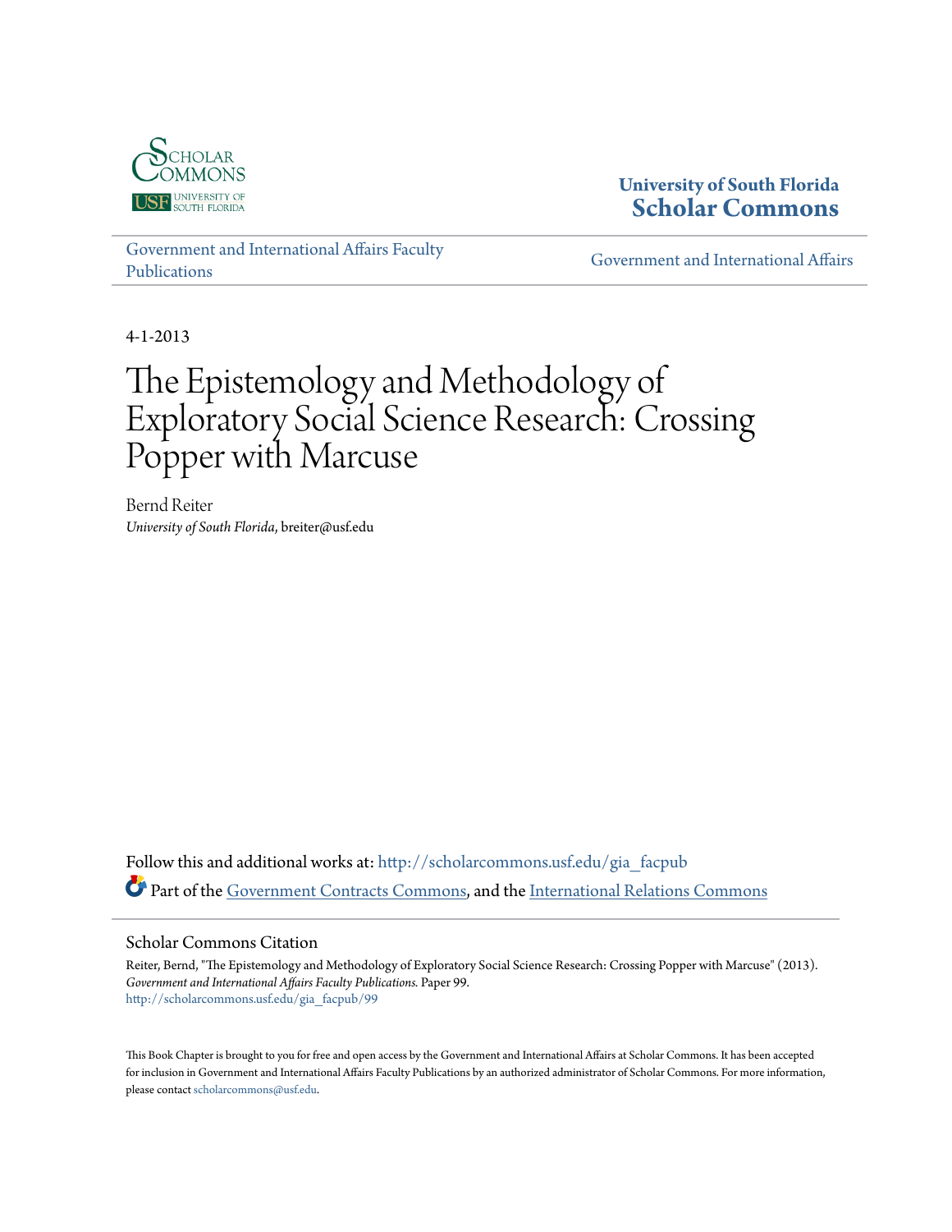University of South Florida
**Scholar Commons**

Government and International Affairs Faculty Publications

Government and International Affairs

4-1-2013

# The Epistemology and Methodology of Exploratory Social Science Research: Crossing Popper with Marcuse

Bernd Reiter
*University of South Florida*, breiter@usf.edu

Follow this and additional works at: http://scholarcommons.usf.edu/gia_facpub

Part of the Government Contracts Commons, and the International Relations Commons

## Scholar Commons Citation

Reiter, Bernd, "The Epistemology and Methodology of Exploratory Social Science Research: Crossing Popper with Marcuse" (2013). *Government and International Affairs Faculty Publications.* Paper 99.
http://scholarcommons.usf.edu/gia_facpub/99

This Book Chapter is brought to you for free and open access by the Government and International Affairs at Scholar Commons. It has been accepted for inclusion in Government and International Affairs Faculty Publications by an authorized administrator of Scholar Commons. For more information, please contact scholarcommons@usf.edu.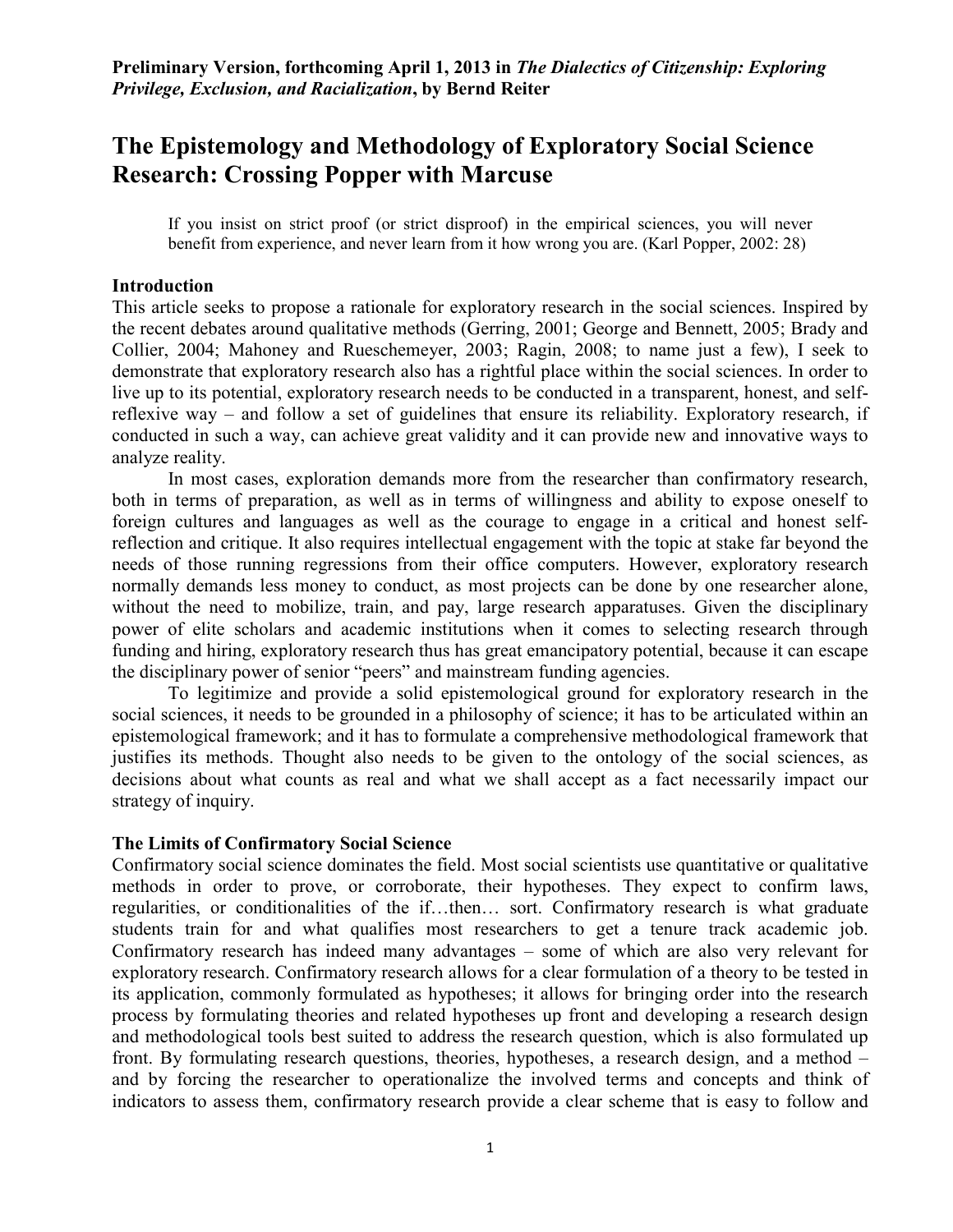**Preliminary Version, forthcoming April 1, 2013 in *The Dialectics of Citizenship: Exploring Privilege, Exclusion, and Racialization*, by Bernd Reiter**

# The Epistemology and Methodology of Exploratory Social Science Research: Crossing Popper with Marcuse

> If you insist on strict proof (or strict disproof) in the empirical sciences, you will never benefit from experience, and never learn from it how wrong you are. (Karl Popper, 2002: 28)

## Introduction

This article seeks to propose a rationale for exploratory research in the social sciences. Inspired by the recent debates around qualitative methods (Gerring, 2001; George and Bennett, 2005; Brady and Collier, 2004; Mahoney and Rueschemeyer, 2003; Ragin, 2008; to name just a few), I seek to demonstrate that exploratory research also has a rightful place within the social sciences. In order to live up to its potential, exploratory research needs to be conducted in a transparent, honest, and self-reflexive way – and follow a set of guidelines that ensure its reliability. Exploratory research, if conducted in such a way, can achieve great validity and it can provide new and innovative ways to analyze reality.

In most cases, exploration demands more from the researcher than confirmatory research, both in terms of preparation, as well as in terms of willingness and ability to expose oneself to foreign cultures and languages as well as the courage to engage in a critical and honest self-reflection and critique. It also requires intellectual engagement with the topic at stake far beyond the needs of those running regressions from their office computers. However, exploratory research normally demands less money to conduct, as most projects can be done by one researcher alone, without the need to mobilize, train, and pay, large research apparatuses. Given the disciplinary power of elite scholars and academic institutions when it comes to selecting research through funding and hiring, exploratory research thus has great emancipatory potential, because it can escape the disciplinary power of senior "peers" and mainstream funding agencies.

To legitimize and provide a solid epistemological ground for exploratory research in the social sciences, it needs to be grounded in a philosophy of science; it has to be articulated within an epistemological framework; and it has to formulate a comprehensive methodological framework that justifies its methods. Thought also needs to be given to the ontology of the social sciences, as decisions about what counts as real and what we shall accept as a fact necessarily impact our strategy of inquiry.

## The Limits of Confirmatory Social Science

Confirmatory social science dominates the field. Most social scientists use quantitative or qualitative methods in order to prove, or corroborate, their hypotheses. They expect to confirm laws, regularities, or conditionalities of the if…then… sort. Confirmatory research is what graduate students train for and what qualifies most researchers to get a tenure track academic job. Confirmatory research has indeed many advantages – some of which are also very relevant for exploratory research. Confirmatory research allows for a clear formulation of a theory to be tested in its application, commonly formulated as hypotheses; it allows for bringing order into the research process by formulating theories and related hypotheses up front and developing a research design and methodological tools best suited to address the research question, which is also formulated up front. By formulating research questions, theories, hypotheses, a research design, and a method – and by forcing the researcher to operationalize the involved terms and concepts and think of indicators to assess them, confirmatory research provide a clear scheme that is easy to follow and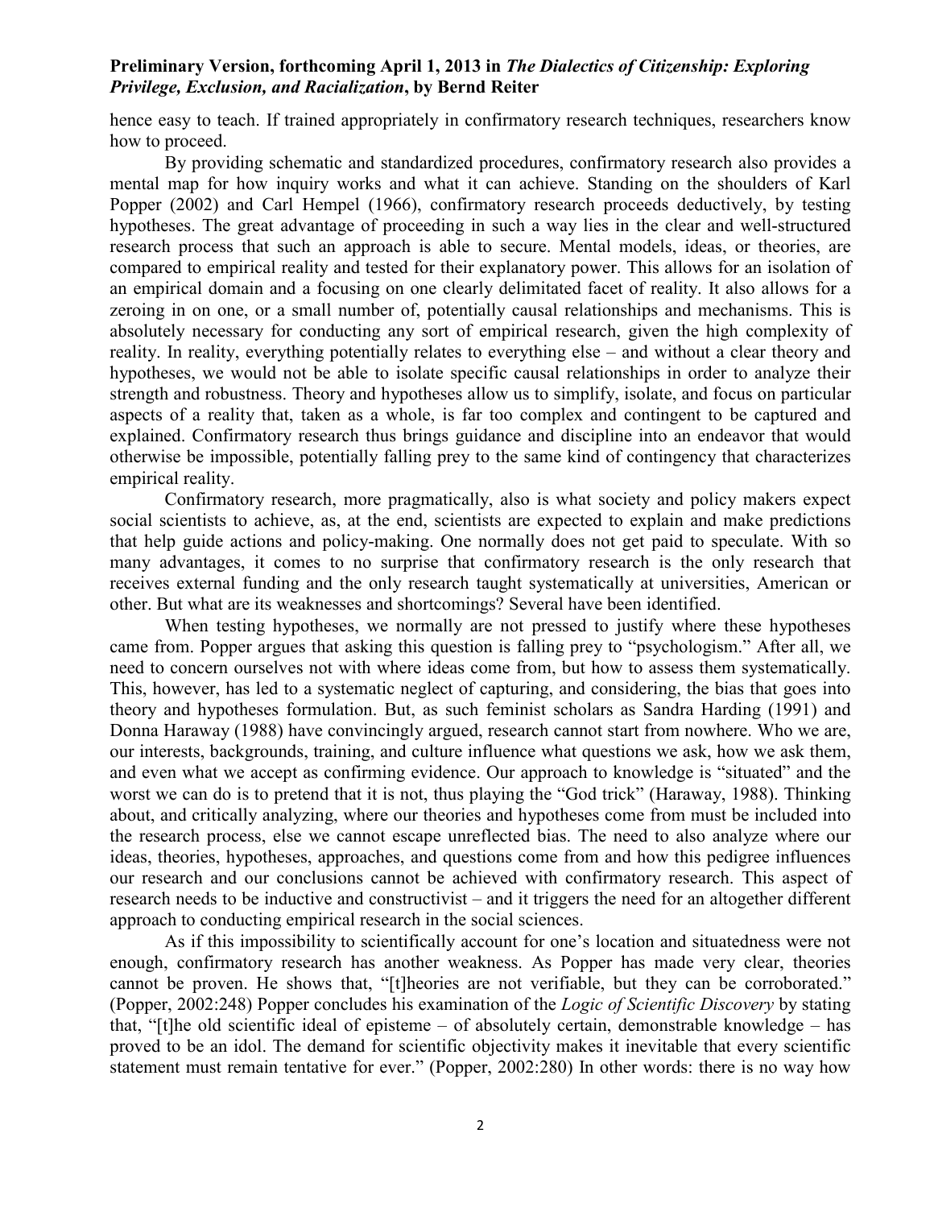hence easy to teach. If trained appropriately in confirmatory research techniques, researchers know how to proceed.

By providing schematic and standardized procedures, confirmatory research also provides a mental map for how inquiry works and what it can achieve. Standing on the shoulders of Karl Popper (2002) and Carl Hempel (1966), confirmatory research proceeds deductively, by testing hypotheses. The great advantage of proceeding in such a way lies in the clear and well-structured research process that such an approach is able to secure. Mental models, ideas, or theories, are compared to empirical reality and tested for their explanatory power. This allows for an isolation of an empirical domain and a focusing on one clearly delimitated facet of reality. It also allows for a zeroing in on one, or a small number of, potentially causal relationships and mechanisms. This is absolutely necessary for conducting any sort of empirical research, given the high complexity of reality. In reality, everything potentially relates to everything else – and without a clear theory and hypotheses, we would not be able to isolate specific causal relationships in order to analyze their strength and robustness. Theory and hypotheses allow us to simplify, isolate, and focus on particular aspects of a reality that, taken as a whole, is far too complex and contingent to be captured and explained. Confirmatory research thus brings guidance and discipline into an endeavor that would otherwise be impossible, potentially falling prey to the same kind of contingency that characterizes empirical reality.

Confirmatory research, more pragmatically, also is what society and policy makers expect social scientists to achieve, as, at the end, scientists are expected to explain and make predictions that help guide actions and policy-making. One normally does not get paid to speculate. With so many advantages, it comes to no surprise that confirmatory research is the only research that receives external funding and the only research taught systematically at universities, American or other. But what are its weaknesses and shortcomings? Several have been identified.

When testing hypotheses, we normally are not pressed to justify where these hypotheses came from. Popper argues that asking this question is falling prey to "psychologism." After all, we need to concern ourselves not with where ideas come from, but how to assess them systematically. This, however, has led to a systematic neglect of capturing, and considering, the bias that goes into theory and hypotheses formulation. But, as such feminist scholars as Sandra Harding (1991) and Donna Haraway (1988) have convincingly argued, research cannot start from nowhere. Who we are, our interests, backgrounds, training, and culture influence what questions we ask, how we ask them, and even what we accept as confirming evidence. Our approach to knowledge is "situated" and the worst we can do is to pretend that it is not, thus playing the "God trick" (Haraway, 1988). Thinking about, and critically analyzing, where our theories and hypotheses come from must be included into the research process, else we cannot escape unreflected bias. The need to also analyze where our ideas, theories, hypotheses, approaches, and questions come from and how this pedigree influences our research and our conclusions cannot be achieved with confirmatory research. This aspect of research needs to be inductive and constructivist – and it triggers the need for an altogether different approach to conducting empirical research in the social sciences.

As if this impossibility to scientifically account for one's location and situatedness were not enough, confirmatory research has another weakness. As Popper has made very clear, theories cannot be proven. He shows that, "[t]heories are not verifiable, but they can be corroborated." (Popper, 2002:248) Popper concludes his examination of the *Logic of Scientific Discovery* by stating that, "[t]he old scientific ideal of episteme – of absolutely certain, demonstrable knowledge – has proved to be an idol. The demand for scientific objectivity makes it inevitable that every scientific statement must remain tentative for ever." (Popper, 2002:280) In other words: there is no way how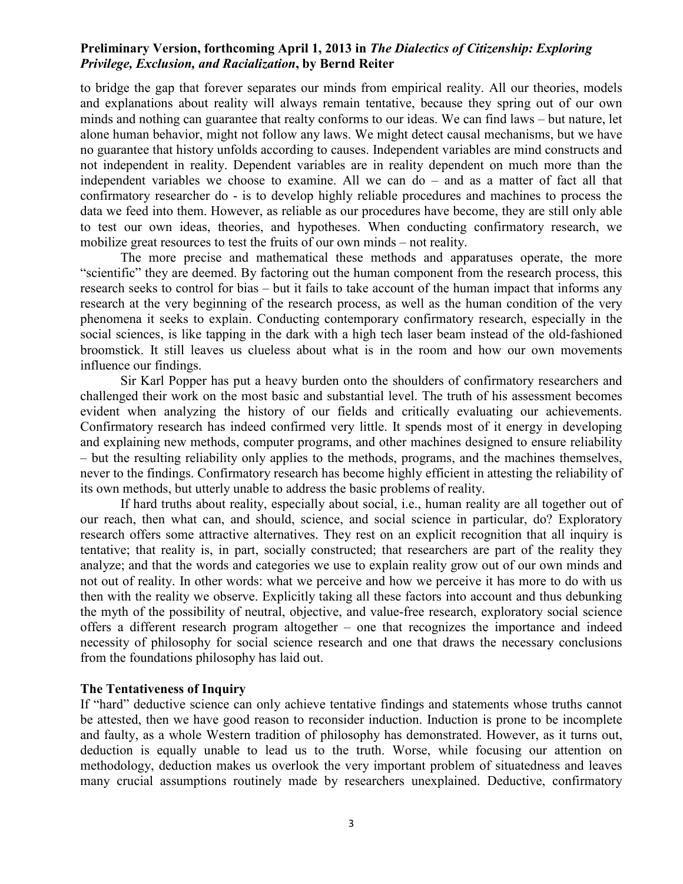to bridge the gap that forever separates our minds from empirical reality. All our theories, models and explanations about reality will always remain tentative, because they spring out of our own minds and nothing can guarantee that realty conforms to our ideas. We can find laws – but nature, let alone human behavior, might not follow any laws. We might detect causal mechanisms, but we have no guarantee that history unfolds according to causes. Independent variables are mind constructs and not independent in reality. Dependent variables are in reality dependent on much more than the independent variables we choose to examine. All we can do – and as a matter of fact all that confirmatory researcher do - is to develop highly reliable procedures and machines to process the data we feed into them. However, as reliable as our procedures have become, they are still only able to test our own ideas, theories, and hypotheses. When conducting confirmatory research, we mobilize great resources to test the fruits of our own minds – not reality.

The more precise and mathematical these methods and apparatuses operate, the more "scientific" they are deemed. By factoring out the human component from the research process, this research seeks to control for bias – but it fails to take account of the human impact that informs any research at the very beginning of the research process, as well as the human condition of the very phenomena it seeks to explain. Conducting contemporary confirmatory research, especially in the social sciences, is like tapping in the dark with a high tech laser beam instead of the old-fashioned broomstick. It still leaves us clueless about what is in the room and how our own movements influence our findings.

Sir Karl Popper has put a heavy burden onto the shoulders of confirmatory researchers and challenged their work on the most basic and substantial level. The truth of his assessment becomes evident when analyzing the history of our fields and critically evaluating our achievements. Confirmatory research has indeed confirmed very little. It spends most of it energy in developing and explaining new methods, computer programs, and other machines designed to ensure reliability – but the resulting reliability only applies to the methods, programs, and the machines themselves, never to the findings. Confirmatory research has become highly efficient in attesting the reliability of its own methods, but utterly unable to address the basic problems of reality.

If hard truths about reality, especially about social, i.e., human reality are all together out of our reach, then what can, and should, science, and social science in particular, do? Exploratory research offers some attractive alternatives. They rest on an explicit recognition that all inquiry is tentative; that reality is, in part, socially constructed; that researchers are part of the reality they analyze; and that the words and categories we use to explain reality grow out of our own minds and not out of reality. In other words: what we perceive and how we perceive it has more to do with us then with the reality we observe. Explicitly taking all these factors into account and thus debunking the myth of the possibility of neutral, objective, and value-free research, exploratory social science offers a different research program altogether – one that recognizes the importance and indeed necessity of philosophy for social science research and one that draws the necessary conclusions from the foundations philosophy has laid out.

## The Tentativeness of Inquiry

If "hard" deductive science can only achieve tentative findings and statements whose truths cannot be attested, then we have good reason to reconsider induction. Induction is prone to be incomplete and faulty, as a whole Western tradition of philosophy has demonstrated. However, as it turns out, deduction is equally unable to lead us to the truth. Worse, while focusing our attention on methodology, deduction makes us overlook the very important problem of situatedness and leaves many crucial assumptions routinely made by researchers unexplained. Deductive, confirmatory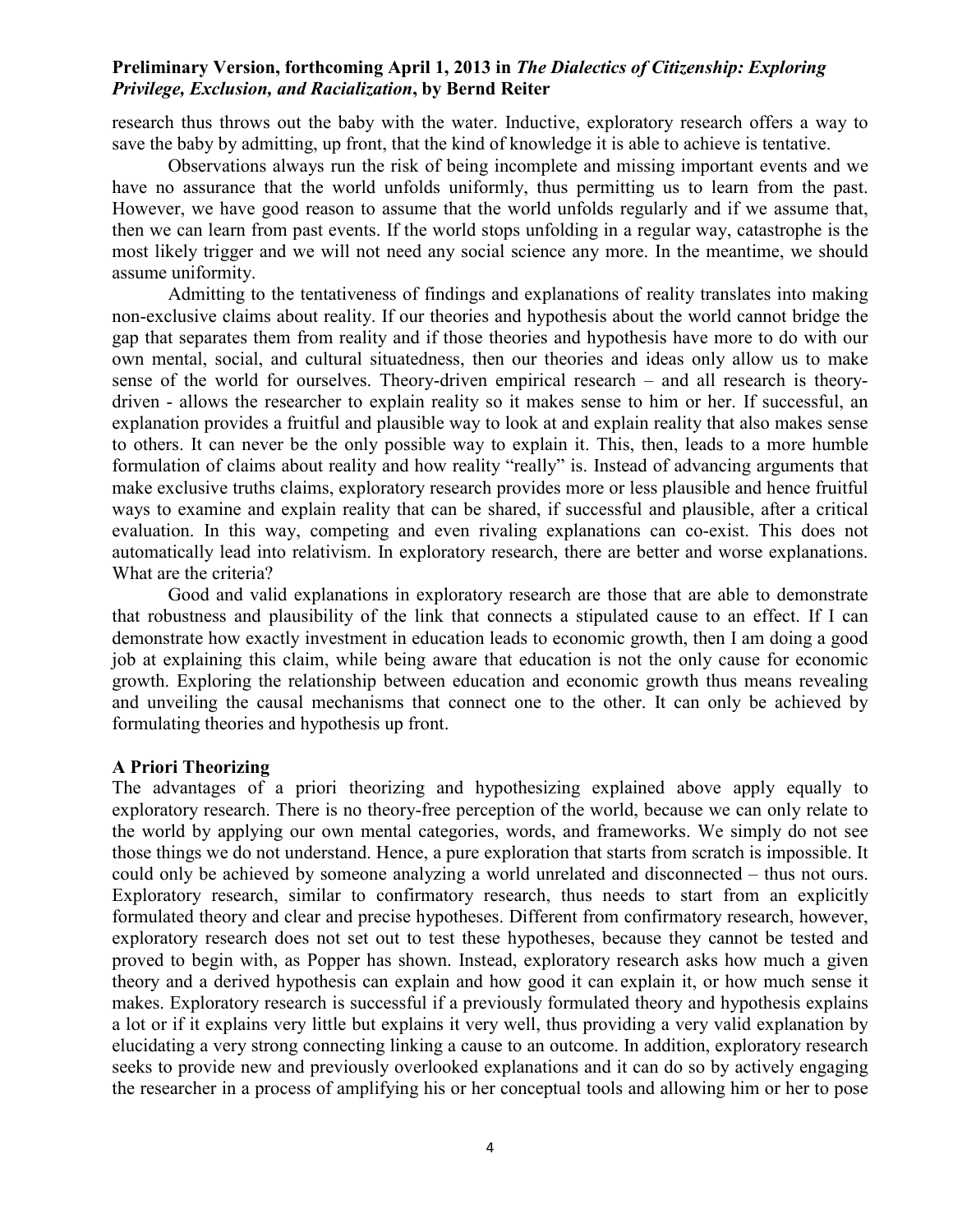research thus throws out the baby with the water. Inductive, exploratory research offers a way to save the baby by admitting, up front, that the kind of knowledge it is able to achieve is tentative.

Observations always run the risk of being incomplete and missing important events and we have no assurance that the world unfolds uniformly, thus permitting us to learn from the past. However, we have good reason to assume that the world unfolds regularly and if we assume that, then we can learn from past events. If the world stops unfolding in a regular way, catastrophe is the most likely trigger and we will not need any social science any more. In the meantime, we should assume uniformity.

Admitting to the tentativeness of findings and explanations of reality translates into making non-exclusive claims about reality. If our theories and hypothesis about the world cannot bridge the gap that separates them from reality and if those theories and hypothesis have more to do with our own mental, social, and cultural situatedness, then our theories and ideas only allow us to make sense of the world for ourselves. Theory-driven empirical research – and all research is theory-driven - allows the researcher to explain reality so it makes sense to him or her. If successful, an explanation provides a fruitful and plausible way to look at and explain reality that also makes sense to others. It can never be the only possible way to explain it. This, then, leads to a more humble formulation of claims about reality and how reality "really" is. Instead of advancing arguments that make exclusive truths claims, exploratory research provides more or less plausible and hence fruitful ways to examine and explain reality that can be shared, if successful and plausible, after a critical evaluation. In this way, competing and even rivaling explanations can co-exist. This does not automatically lead into relativism. In exploratory research, there are better and worse explanations. What are the criteria?

Good and valid explanations in exploratory research are those that are able to demonstrate that robustness and plausibility of the link that connects a stipulated cause to an effect. If I can demonstrate how exactly investment in education leads to economic growth, then I am doing a good job at explaining this claim, while being aware that education is not the only cause for economic growth. Exploring the relationship between education and economic growth thus means revealing and unveiling the causal mechanisms that connect one to the other. It can only be achieved by formulating theories and hypothesis up front.

### A Priori Theorizing

The advantages of a priori theorizing and hypothesizing explained above apply equally to exploratory research. There is no theory-free perception of the world, because we can only relate to the world by applying our own mental categories, words, and frameworks. We simply do not see those things we do not understand. Hence, a pure exploration that starts from scratch is impossible. It could only be achieved by someone analyzing a world unrelated and disconnected – thus not ours. Exploratory research, similar to confirmatory research, thus needs to start from an explicitly formulated theory and clear and precise hypotheses. Different from confirmatory research, however, exploratory research does not set out to test these hypotheses, because they cannot be tested and proved to begin with, as Popper has shown. Instead, exploratory research asks how much a given theory and a derived hypothesis can explain and how good it can explain it, or how much sense it makes. Exploratory research is successful if a previously formulated theory and hypothesis explains a lot or if it explains very little but explains it very well, thus providing a very valid explanation by elucidating a very strong connecting linking a cause to an outcome. In addition, exploratory research seeks to provide new and previously overlooked explanations and it can do so by actively engaging the researcher in a process of amplifying his or her conceptual tools and allowing him or her to pose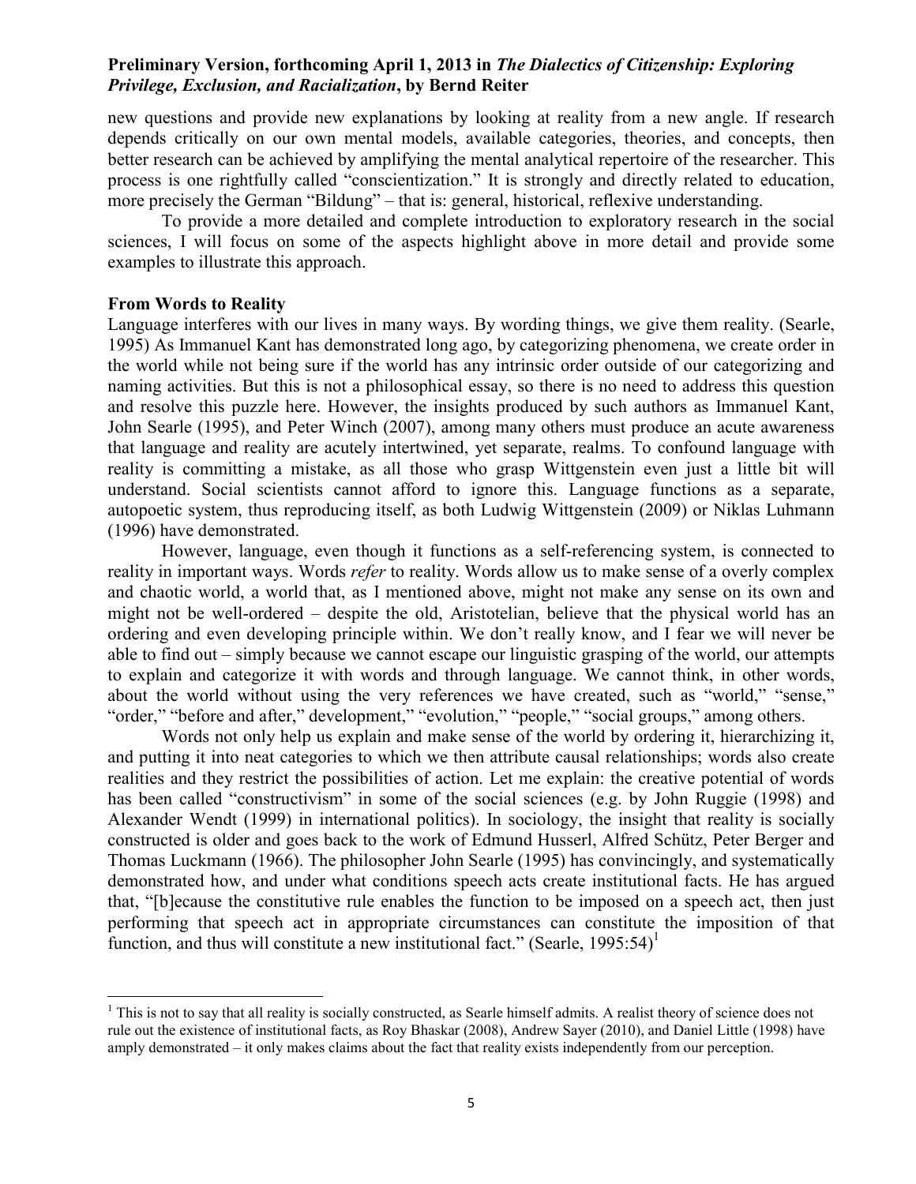new questions and provide new explanations by looking at reality from a new angle. If research depends critically on our own mental models, available categories, theories, and concepts, then better research can be achieved by amplifying the mental analytical repertoire of the researcher. This process is one rightfully called "conscientization." It is strongly and directly related to education, more precisely the German "Bildung" – that is: general, historical, reflexive understanding.

To provide a more detailed and complete introduction to exploratory research in the social sciences, I will focus on some of the aspects highlight above in more detail and provide some examples to illustrate this approach.

## From Words to Reality

Language interferes with our lives in many ways. By wording things, we give them reality. (Searle, 1995) As Immanuel Kant has demonstrated long ago, by categorizing phenomena, we create order in the world while not being sure if the world has any intrinsic order outside of our categorizing and naming activities. But this is not a philosophical essay, so there is no need to address this question and resolve this puzzle here. However, the insights produced by such authors as Immanuel Kant, John Searle (1995), and Peter Winch (2007), among many others must produce an acute awareness that language and reality are acutely intertwined, yet separate, realms. To confound language with reality is committing a mistake, as all those who grasp Wittgenstein even just a little bit will understand. Social scientists cannot afford to ignore this. Language functions as a separate, autopoetic system, thus reproducing itself, as both Ludwig Wittgenstein (2009) or Niklas Luhmann (1996) have demonstrated.

However, language, even though it functions as a self-referencing system, is connected to reality in important ways. Words *refer* to reality. Words allow us to make sense of a overly complex and chaotic world, a world that, as I mentioned above, might not make any sense on its own and might not be well-ordered – despite the old, Aristotelian, believe that the physical world has an ordering and even developing principle within. We don't really know, and I fear we will never be able to find out – simply because we cannot escape our linguistic grasping of the world, our attempts to explain and categorize it with words and through language. We cannot think, in other words, about the world without using the very references we have created, such as "world," "sense," "order," "before and after," development," "evolution," "people," "social groups," among others.

Words not only help us explain and make sense of the world by ordering it, hierarchizing it, and putting it into neat categories to which we then attribute causal relationships; words also create realities and they restrict the possibilities of action. Let me explain: the creative potential of words has been called "constructivism" in some of the social sciences (e.g. by John Ruggie (1998) and Alexander Wendt (1999) in international politics). In sociology, the insight that reality is socially constructed is older and goes back to the work of Edmund Husserl, Alfred Schütz, Peter Berger and Thomas Luckmann (1966). The philosopher John Searle (1995) has convincingly, and systematically demonstrated how, and under what conditions speech acts create institutional facts. He has argued that, "[b]ecause the constitutive rule enables the function to be imposed on a speech act, then just performing that speech act in appropriate circumstances can constitute the imposition of that function, and thus will constitute a new institutional fact." (Searle, 1995:54)[1]

---

[1] This is not to say that all reality is socially constructed, as Searle himself admits. A realist theory of science does not rule out the existence of institutional facts, as Roy Bhaskar (2008), Andrew Sayer (2010), and Daniel Little (1998) have amply demonstrated – it only makes claims about the fact that reality exists independently from our perception.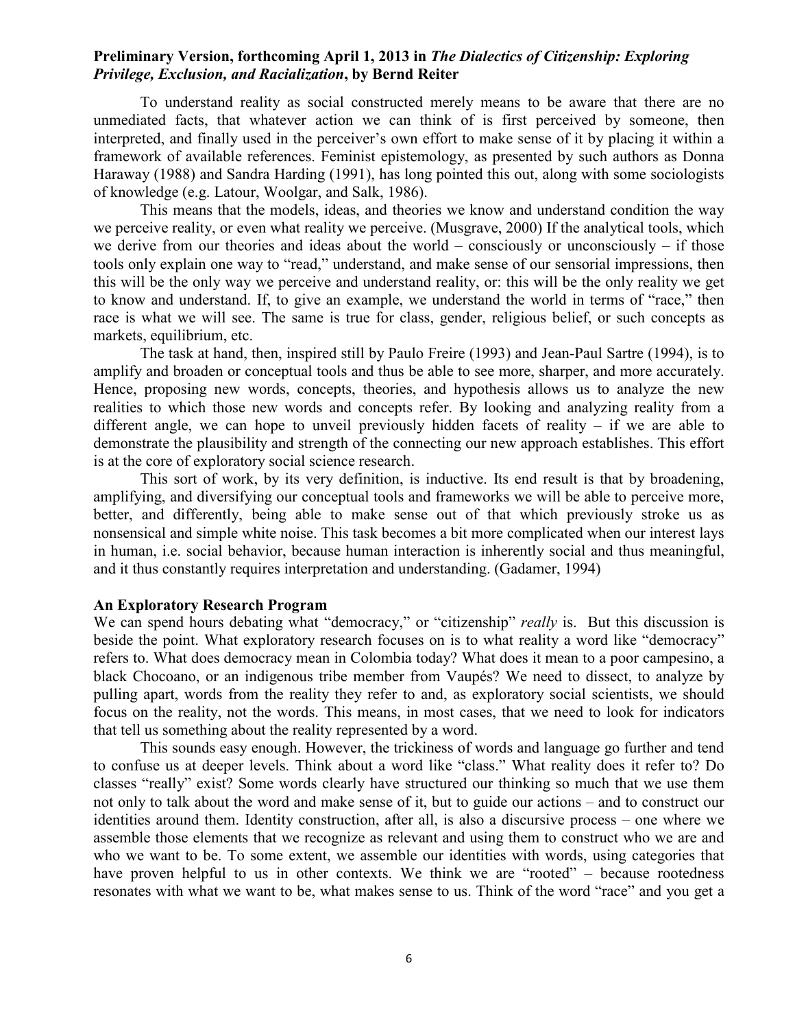To understand reality as social constructed merely means to be aware that there are no unmediated facts, that whatever action we can think of is first perceived by someone, then interpreted, and finally used in the perceiver's own effort to make sense of it by placing it within a framework of available references. Feminist epistemology, as presented by such authors as Donna Haraway (1988) and Sandra Harding (1991), has long pointed this out, along with some sociologists of knowledge (e.g. Latour, Woolgar, and Salk, 1986).

This means that the models, ideas, and theories we know and understand condition the way we perceive reality, or even what reality we perceive. (Musgrave, 2000) If the analytical tools, which we derive from our theories and ideas about the world – consciously or unconsciously – if those tools only explain one way to "read," understand, and make sense of our sensorial impressions, then this will be the only way we perceive and understand reality, or: this will be the only reality we get to know and understand. If, to give an example, we understand the world in terms of "race," then race is what we will see. The same is true for class, gender, religious belief, or such concepts as markets, equilibrium, etc.

The task at hand, then, inspired still by Paulo Freire (1993) and Jean-Paul Sartre (1994), is to amplify and broaden or conceptual tools and thus be able to see more, sharper, and more accurately. Hence, proposing new words, concepts, theories, and hypothesis allows us to analyze the new realities to which those new words and concepts refer. By looking and analyzing reality from a different angle, we can hope to unveil previously hidden facets of reality – if we are able to demonstrate the plausibility and strength of the connecting our new approach establishes. This effort is at the core of exploratory social science research.

This sort of work, by its very definition, is inductive. Its end result is that by broadening, amplifying, and diversifying our conceptual tools and frameworks we will be able to perceive more, better, and differently, being able to make sense out of that which previously stroke us as nonsensical and simple white noise. This task becomes a bit more complicated when our interest lays in human, i.e. social behavior, because human interaction is inherently social and thus meaningful, and it thus constantly requires interpretation and understanding. (Gadamer, 1994)

**An Exploratory Research Program**

We can spend hours debating what "democracy," or "citizenship" *really* is. But this discussion is beside the point. What exploratory research focuses on is to what reality a word like "democracy" refers to. What does democracy mean in Colombia today? What does it mean to a poor campesino, a black Chocoano, or an indigenous tribe member from Vaupés? We need to dissect, to analyze by pulling apart, words from the reality they refer to and, as exploratory social scientists, we should focus on the reality, not the words. This means, in most cases, that we need to look for indicators that tell us something about the reality represented by a word.

This sounds easy enough. However, the trickiness of words and language go further and tend to confuse us at deeper levels. Think about a word like "class." What reality does it refer to? Do classes "really" exist? Some words clearly have structured our thinking so much that we use them not only to talk about the word and make sense of it, but to guide our actions – and to construct our identities around them. Identity construction, after all, is also a discursive process – one where we assemble those elements that we recognize as relevant and using them to construct who we are and who we want to be. To some extent, we assemble our identities with words, using categories that have proven helpful to us in other contexts. We think we are "rooted" – because rootedness resonates with what we want to be, what makes sense to us. Think of the word "race" and you get a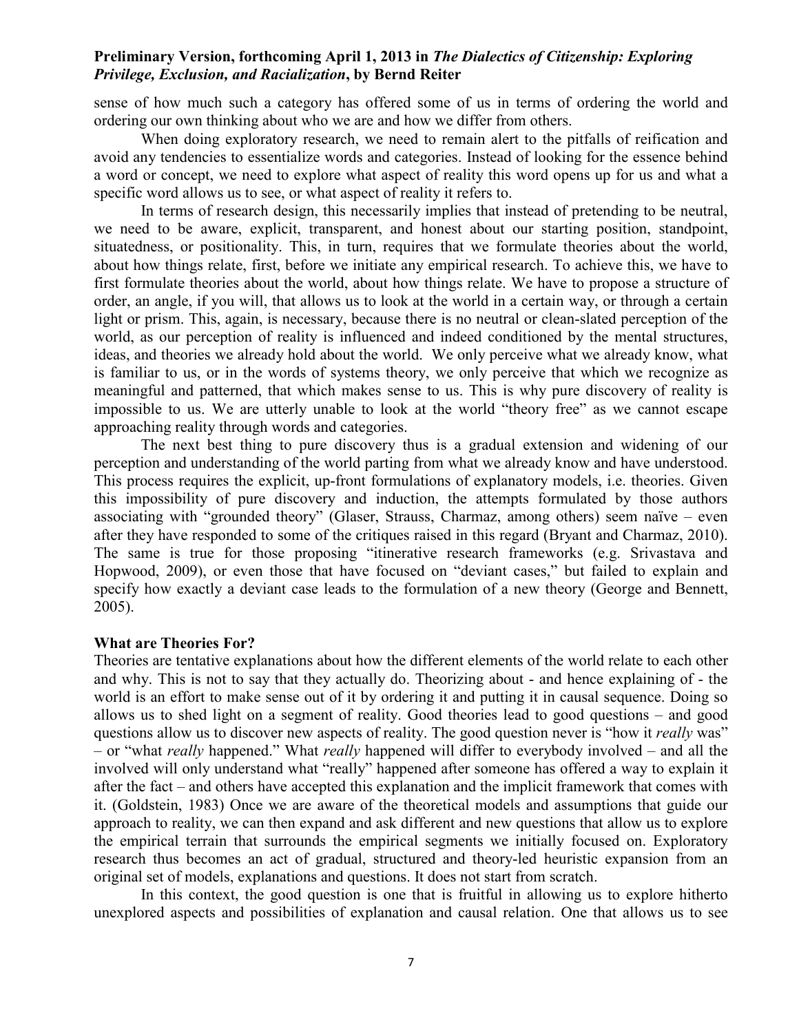sense of how much such a category has offered some of us in terms of ordering the world and ordering our own thinking about who we are and how we differ from others.

When doing exploratory research, we need to remain alert to the pitfalls of reification and avoid any tendencies to essentialize words and categories. Instead of looking for the essence behind a word or concept, we need to explore what aspect of reality this word opens up for us and what a specific word allows us to see, or what aspect of reality it refers to.

In terms of research design, this necessarily implies that instead of pretending to be neutral, we need to be aware, explicit, transparent, and honest about our starting position, standpoint, situatedness, or positionality. This, in turn, requires that we formulate theories about the world, about how things relate, first, before we initiate any empirical research. To achieve this, we have to first formulate theories about the world, about how things relate. We have to propose a structure of order, an angle, if you will, that allows us to look at the world in a certain way, or through a certain light or prism. This, again, is necessary, because there is no neutral or clean-slated perception of the world, as our perception of reality is influenced and indeed conditioned by the mental structures, ideas, and theories we already hold about the world. We only perceive what we already know, what is familiar to us, or in the words of systems theory, we only perceive that which we recognize as meaningful and patterned, that which makes sense to us. This is why pure discovery of reality is impossible to us. We are utterly unable to look at the world "theory free" as we cannot escape approaching reality through words and categories.

The next best thing to pure discovery thus is a gradual extension and widening of our perception and understanding of the world parting from what we already know and have understood. This process requires the explicit, up-front formulations of explanatory models, i.e. theories. Given this impossibility of pure discovery and induction, the attempts formulated by those authors associating with "grounded theory" (Glaser, Strauss, Charmaz, among others) seem naïve – even after they have responded to some of the critiques raised in this regard (Bryant and Charmaz, 2010). The same is true for those proposing "itinerative research frameworks (e.g. Srivastava and Hopwood, 2009), or even those that have focused on "deviant cases," but failed to explain and specify how exactly a deviant case leads to the formulation of a new theory (George and Bennett, 2005).

**What are Theories For?**

Theories are tentative explanations about how the different elements of the world relate to each other and why. This is not to say that they actually do. Theorizing about - and hence explaining of - the world is an effort to make sense out of it by ordering it and putting it in causal sequence. Doing so allows us to shed light on a segment of reality. Good theories lead to good questions – and good questions allow us to discover new aspects of reality. The good question never is "how it *really* was" – or "what *really* happened." What *really* happened will differ to everybody involved – and all the involved will only understand what "really" happened after someone has offered a way to explain it after the fact – and others have accepted this explanation and the implicit framework that comes with it. (Goldstein, 1983) Once we are aware of the theoretical models and assumptions that guide our approach to reality, we can then expand and ask different and new questions that allow us to explore the empirical terrain that surrounds the empirical segments we initially focused on. Exploratory research thus becomes an act of gradual, structured and theory-led heuristic expansion from an original set of models, explanations and questions. It does not start from scratch.

In this context, the good question is one that is fruitful in allowing us to explore hitherto unexplored aspects and possibilities of explanation and causal relation. One that allows us to see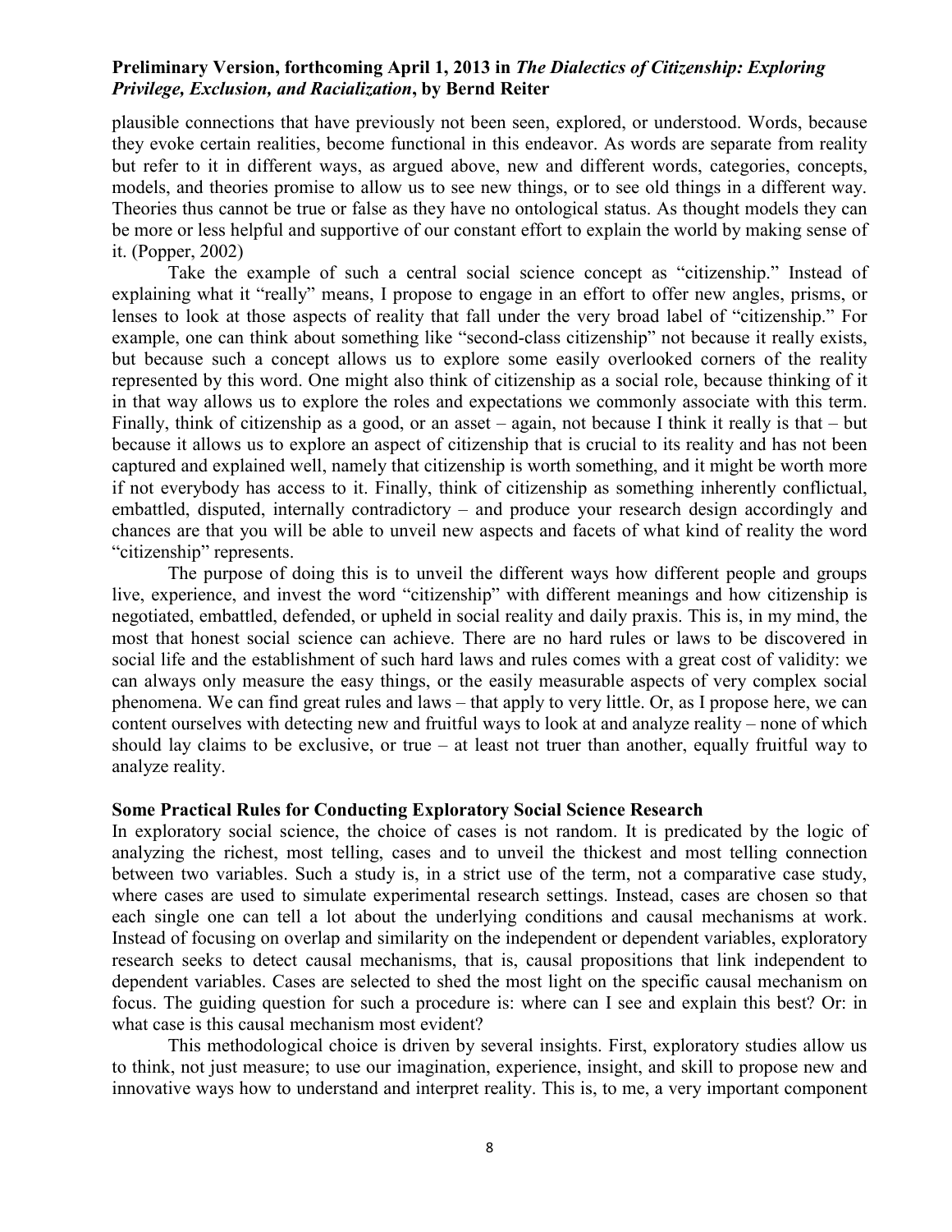plausible connections that have previously not been seen, explored, or understood. Words, because they evoke certain realities, become functional in this endeavor. As words are separate from reality but refer to it in different ways, as argued above, new and different words, categories, concepts, models, and theories promise to allow us to see new things, or to see old things in a different way. Theories thus cannot be true or false as they have no ontological status. As thought models they can be more or less helpful and supportive of our constant effort to explain the world by making sense of it. (Popper, 2002)

Take the example of such a central social science concept as "citizenship." Instead of explaining what it "really" means, I propose to engage in an effort to offer new angles, prisms, or lenses to look at those aspects of reality that fall under the very broad label of "citizenship." For example, one can think about something like "second-class citizenship" not because it really exists, but because such a concept allows us to explore some easily overlooked corners of the reality represented by this word. One might also think of citizenship as a social role, because thinking of it in that way allows us to explore the roles and expectations we commonly associate with this term. Finally, think of citizenship as a good, or an asset – again, not because I think it really is that – but because it allows us to explore an aspect of citizenship that is crucial to its reality and has not been captured and explained well, namely that citizenship is worth something, and it might be worth more if not everybody has access to it. Finally, think of citizenship as something inherently conflictual, embattled, disputed, internally contradictory – and produce your research design accordingly and chances are that you will be able to unveil new aspects and facets of what kind of reality the word "citizenship" represents.

The purpose of doing this is to unveil the different ways how different people and groups live, experience, and invest the word "citizenship" with different meanings and how citizenship is negotiated, embattled, defended, or upheld in social reality and daily praxis. This is, in my mind, the most that honest social science can achieve. There are no hard rules or laws to be discovered in social life and the establishment of such hard laws and rules comes with a great cost of validity: we can always only measure the easy things, or the easily measurable aspects of very complex social phenomena. We can find great rules and laws – that apply to very little. Or, as I propose here, we can content ourselves with detecting new and fruitful ways to look at and analyze reality – none of which should lay claims to be exclusive, or true – at least not truer than another, equally fruitful way to analyze reality.

## Some Practical Rules for Conducting Exploratory Social Science Research

In exploratory social science, the choice of cases is not random. It is predicated by the logic of analyzing the richest, most telling, cases and to unveil the thickest and most telling connection between two variables. Such a study is, in a strict use of the term, not a comparative case study, where cases are used to simulate experimental research settings. Instead, cases are chosen so that each single one can tell a lot about the underlying conditions and causal mechanisms at work. Instead of focusing on overlap and similarity on the independent or dependent variables, exploratory research seeks to detect causal mechanisms, that is, causal propositions that link independent to dependent variables. Cases are selected to shed the most light on the specific causal mechanism on focus. The guiding question for such a procedure is: where can I see and explain this best? Or: in what case is this causal mechanism most evident?

This methodological choice is driven by several insights. First, exploratory studies allow us to think, not just measure; to use our imagination, experience, insight, and skill to propose new and innovative ways how to understand and interpret reality. This is, to me, a very important component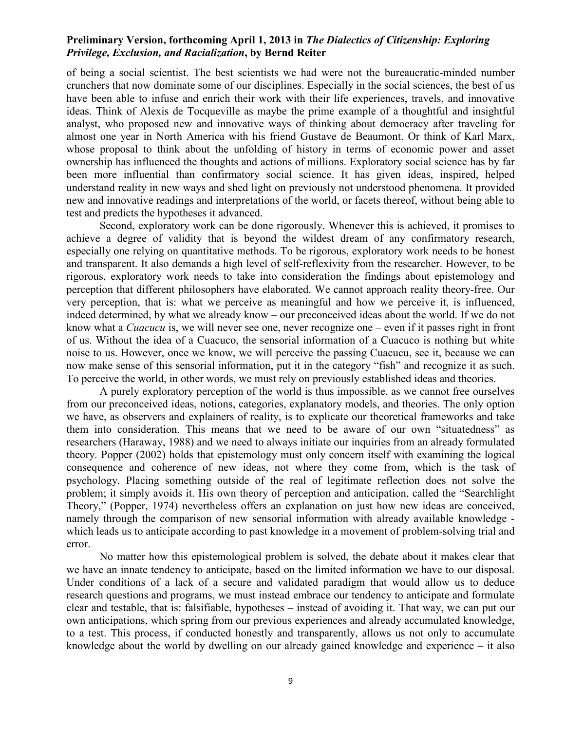of being a social scientist. The best scientists we had were not the bureaucratic-minded number crunchers that now dominate some of our disciplines. Especially in the social sciences, the best of us have been able to infuse and enrich their work with their life experiences, travels, and innovative ideas. Think of Alexis de Tocqueville as maybe the prime example of a thoughtful and insightful analyst, who proposed new and innovative ways of thinking about democracy after traveling for almost one year in North America with his friend Gustave de Beaumont. Or think of Karl Marx, whose proposal to think about the unfolding of history in terms of economic power and asset ownership has influenced the thoughts and actions of millions. Exploratory social science has by far been more influential than confirmatory social science. It has given ideas, inspired, helped understand reality in new ways and shed light on previously not understood phenomena. It provided new and innovative readings and interpretations of the world, or facets thereof, without being able to test and predicts the hypotheses it advanced.

Second, exploratory work can be done rigorously. Whenever this is achieved, it promises to achieve a degree of validity that is beyond the wildest dream of any confirmatory research, especially one relying on quantitative methods. To be rigorous, exploratory work needs to be honest and transparent. It also demands a high level of self-reflexivity from the researcher. However, to be rigorous, exploratory work needs to take into consideration the findings about epistemology and perception that different philosophers have elaborated. We cannot approach reality theory-free. Our very perception, that is: what we perceive as meaningful and how we perceive it, is influenced, indeed determined, by what we already know – our preconceived ideas about the world. If we do not know what a *Cuacucu* is, we will never see one, never recognize one – even if it passes right in front of us. Without the idea of a Cuacuco, the sensorial information of a Cuacuco is nothing but white noise to us. However, once we know, we will perceive the passing Cuacucu, see it, because we can now make sense of this sensorial information, put it in the category "fish" and recognize it as such. To perceive the world, in other words, we must rely on previously established ideas and theories.

A purely exploratory perception of the world is thus impossible, as we cannot free ourselves from our preconceived ideas, notions, categories, explanatory models, and theories. The only option we have, as observers and explainers of reality, is to explicate our theoretical frameworks and take them into consideration. This means that we need to be aware of our own "situatedness" as researchers (Haraway, 1988) and we need to always initiate our inquiries from an already formulated theory. Popper (2002) holds that epistemology must only concern itself with examining the logical consequence and coherence of new ideas, not where they come from, which is the task of psychology. Placing something outside of the real of legitimate reflection does not solve the problem; it simply avoids it. His own theory of perception and anticipation, called the "Searchlight Theory," (Popper, 1974) nevertheless offers an explanation on just how new ideas are conceived, namely through the comparison of new sensorial information with already available knowledge - which leads us to anticipate according to past knowledge in a movement of problem-solving trial and error.

No matter how this epistemological problem is solved, the debate about it makes clear that we have an innate tendency to anticipate, based on the limited information we have to our disposal. Under conditions of a lack of a secure and validated paradigm that would allow us to deduce research questions and programs, we must instead embrace our tendency to anticipate and formulate clear and testable, that is: falsifiable, hypotheses – instead of avoiding it. That way, we can put our own anticipations, which spring from our previous experiences and already accumulated knowledge, to a test. This process, if conducted honestly and transparently, allows us not only to accumulate knowledge about the world by dwelling on our already gained knowledge and experience – it also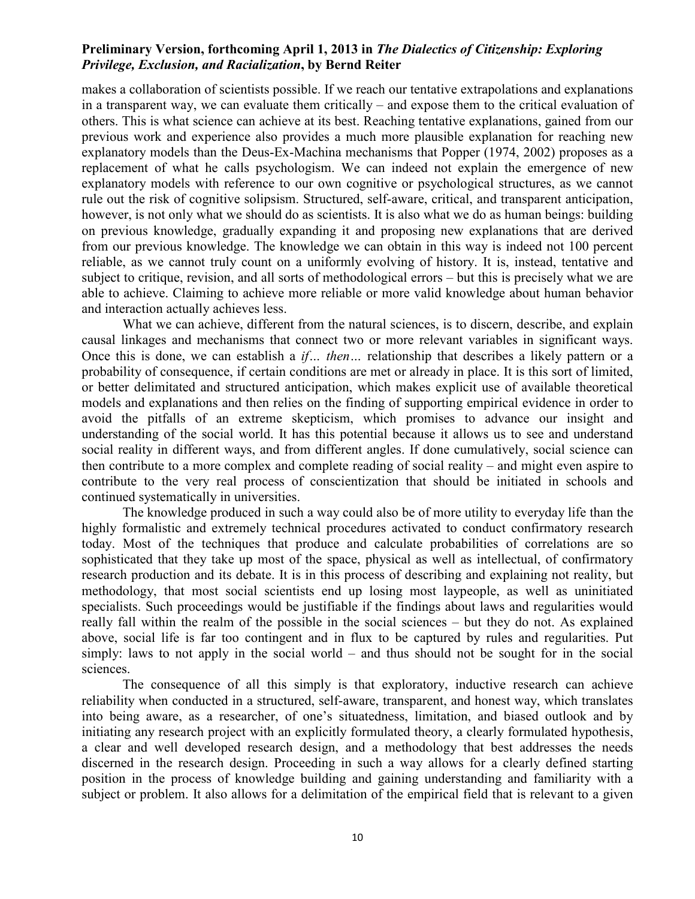makes a collaboration of scientists possible. If we reach our tentative extrapolations and explanations in a transparent way, we can evaluate them critically – and expose them to the critical evaluation of others. This is what science can achieve at its best. Reaching tentative explanations, gained from our previous work and experience also provides a much more plausible explanation for reaching new explanatory models than the Deus-Ex-Machina mechanisms that Popper (1974, 2002) proposes as a replacement of what he calls psychologism. We can indeed not explain the emergence of new explanatory models with reference to our own cognitive or psychological structures, as we cannot rule out the risk of cognitive solipsism. Structured, self-aware, critical, and transparent anticipation, however, is not only what we should do as scientists. It is also what we do as human beings: building on previous knowledge, gradually expanding it and proposing new explanations that are derived from our previous knowledge. The knowledge we can obtain in this way is indeed not 100 percent reliable, as we cannot truly count on a uniformly evolving of history. It is, instead, tentative and subject to critique, revision, and all sorts of methodological errors – but this is precisely what we are able to achieve. Claiming to achieve more reliable or more valid knowledge about human behavior and interaction actually achieves less.

What we can achieve, different from the natural sciences, is to discern, describe, and explain causal linkages and mechanisms that connect two or more relevant variables in significant ways. Once this is done, we can establish a *if… then…* relationship that describes a likely pattern or a probability of consequence, if certain conditions are met or already in place. It is this sort of limited, or better delimitated and structured anticipation, which makes explicit use of available theoretical models and explanations and then relies on the finding of supporting empirical evidence in order to avoid the pitfalls of an extreme skepticism, which promises to advance our insight and understanding of the social world. It has this potential because it allows us to see and understand social reality in different ways, and from different angles. If done cumulatively, social science can then contribute to a more complex and complete reading of social reality – and might even aspire to contribute to the very real process of conscientization that should be initiated in schools and continued systematically in universities.

The knowledge produced in such a way could also be of more utility to everyday life than the highly formalistic and extremely technical procedures activated to conduct confirmatory research today. Most of the techniques that produce and calculate probabilities of correlations are so sophisticated that they take up most of the space, physical as well as intellectual, of confirmatory research production and its debate. It is in this process of describing and explaining not reality, but methodology, that most social scientists end up losing most laypeople, as well as uninitiated specialists. Such proceedings would be justifiable if the findings about laws and regularities would really fall within the realm of the possible in the social sciences – but they do not. As explained above, social life is far too contingent and in flux to be captured by rules and regularities. Put simply: laws to not apply in the social world – and thus should not be sought for in the social sciences.

The consequence of all this simply is that exploratory, inductive research can achieve reliability when conducted in a structured, self-aware, transparent, and honest way, which translates into being aware, as a researcher, of one's situatedness, limitation, and biased outlook and by initiating any research project with an explicitly formulated theory, a clearly formulated hypothesis, a clear and well developed research design, and a methodology that best addresses the needs discerned in the research design. Proceeding in such a way allows for a clearly defined starting position in the process of knowledge building and gaining understanding and familiarity with a subject or problem. It also allows for a delimitation of the empirical field that is relevant to a given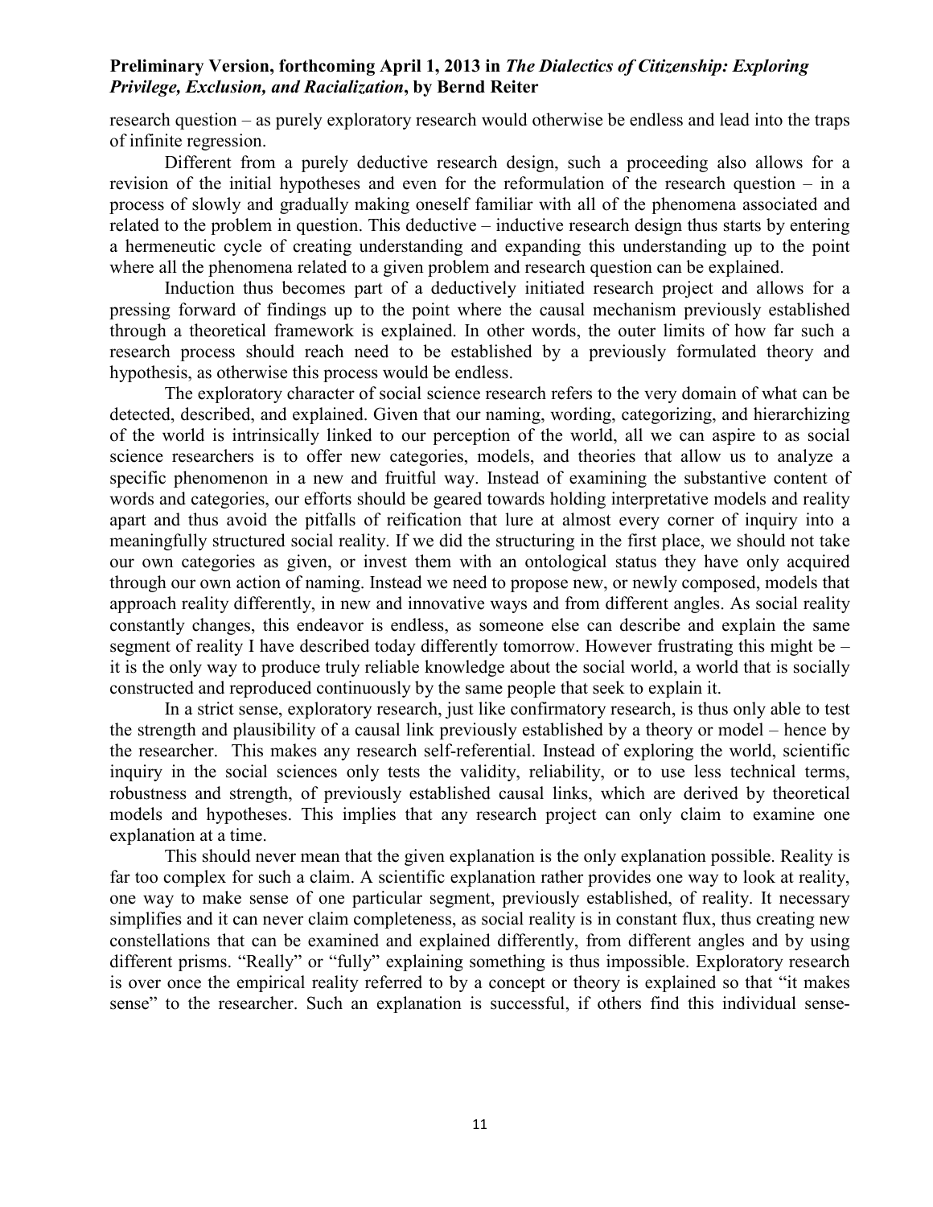research question – as purely exploratory research would otherwise be endless and lead into the traps of infinite regression.

Different from a purely deductive research design, such a proceeding also allows for a revision of the initial hypotheses and even for the reformulation of the research question – in a process of slowly and gradually making oneself familiar with all of the phenomena associated and related to the problem in question. This deductive – inductive research design thus starts by entering a hermeneutic cycle of creating understanding and expanding this understanding up to the point where all the phenomena related to a given problem and research question can be explained.

Induction thus becomes part of a deductively initiated research project and allows for a pressing forward of findings up to the point where the causal mechanism previously established through a theoretical framework is explained. In other words, the outer limits of how far such a research process should reach need to be established by a previously formulated theory and hypothesis, as otherwise this process would be endless.

The exploratory character of social science research refers to the very domain of what can be detected, described, and explained. Given that our naming, wording, categorizing, and hierarchizing of the world is intrinsically linked to our perception of the world, all we can aspire to as social science researchers is to offer new categories, models, and theories that allow us to analyze a specific phenomenon in a new and fruitful way. Instead of examining the substantive content of words and categories, our efforts should be geared towards holding interpretative models and reality apart and thus avoid the pitfalls of reification that lure at almost every corner of inquiry into a meaningfully structured social reality. If we did the structuring in the first place, we should not take our own categories as given, or invest them with an ontological status they have only acquired through our own action of naming. Instead we need to propose new, or newly composed, models that approach reality differently, in new and innovative ways and from different angles. As social reality constantly changes, this endeavor is endless, as someone else can describe and explain the same segment of reality I have described today differently tomorrow. However frustrating this might be – it is the only way to produce truly reliable knowledge about the social world, a world that is socially constructed and reproduced continuously by the same people that seek to explain it.

In a strict sense, exploratory research, just like confirmatory research, is thus only able to test the strength and plausibility of a causal link previously established by a theory or model – hence by the researcher. This makes any research self-referential. Instead of exploring the world, scientific inquiry in the social sciences only tests the validity, reliability, or to use less technical terms, robustness and strength, of previously established causal links, which are derived by theoretical models and hypotheses. This implies that any research project can only claim to examine one explanation at a time.

This should never mean that the given explanation is the only explanation possible. Reality is far too complex for such a claim. A scientific explanation rather provides one way to look at reality, one way to make sense of one particular segment, previously established, of reality. It necessary simplifies and it can never claim completeness, as social reality is in constant flux, thus creating new constellations that can be examined and explained differently, from different angles and by using different prisms. "Really" or "fully" explaining something is thus impossible. Exploratory research is over once the empirical reality referred to by a concept or theory is explained so that "it makes sense" to the researcher. Such an explanation is successful, if others find this individual sense-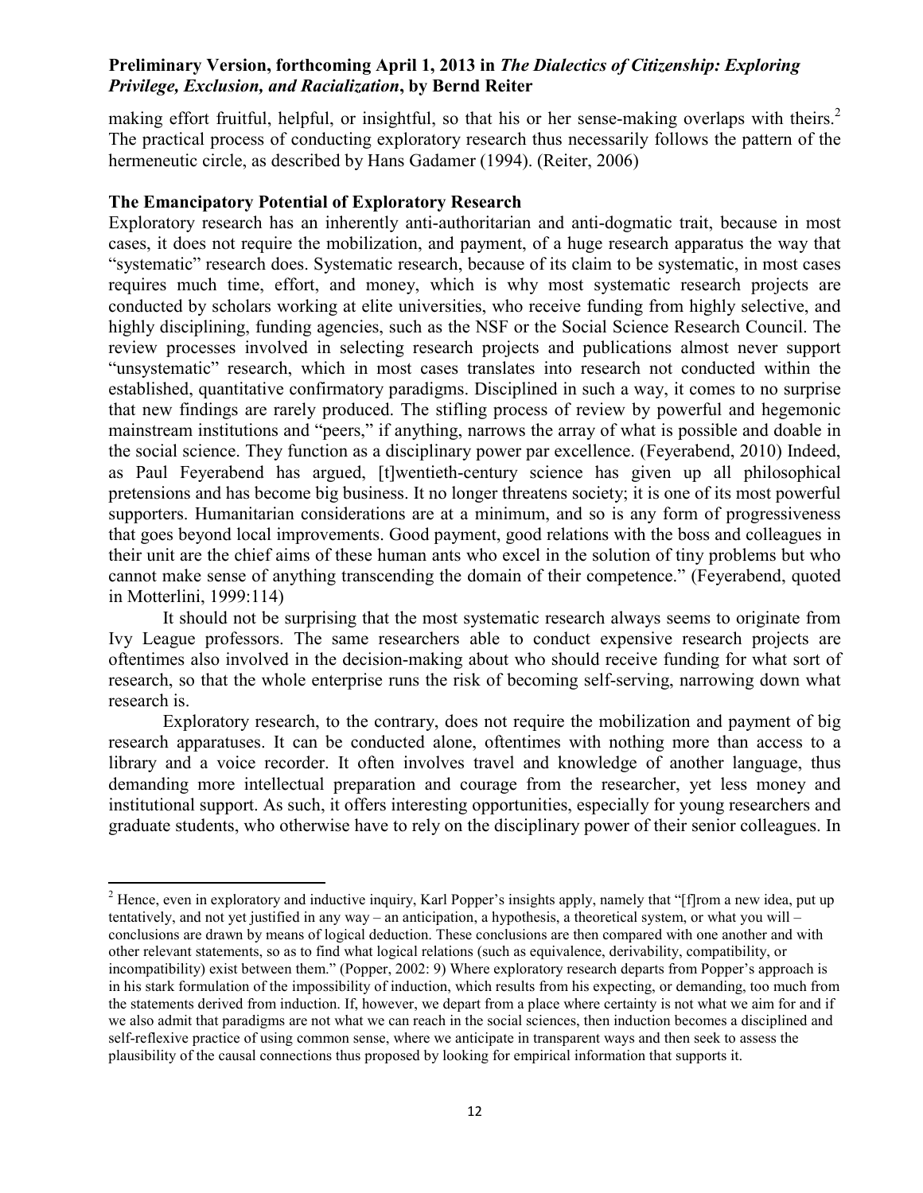making effort fruitful, helpful, or insightful, so that his or her sense-making overlaps with theirs.[2] The practical process of conducting exploratory research thus necessarily follows the pattern of the hermeneutic circle, as described by Hans Gadamer (1994). (Reiter, 2006)

**The Emancipatory Potential of Exploratory Research**

Exploratory research has an inherently anti-authoritarian and anti-dogmatic trait, because in most cases, it does not require the mobilization, and payment, of a huge research apparatus the way that "systematic" research does. Systematic research, because of its claim to be systematic, in most cases requires much time, effort, and money, which is why most systematic research projects are conducted by scholars working at elite universities, who receive funding from highly selective, and highly disciplining, funding agencies, such as the NSF or the Social Science Research Council. The review processes involved in selecting research projects and publications almost never support "unsystematic" research, which in most cases translates into research not conducted within the established, quantitative confirmatory paradigms. Disciplined in such a way, it comes to no surprise that new findings are rarely produced. The stifling process of review by powerful and hegemonic mainstream institutions and "peers," if anything, narrows the array of what is possible and doable in the social science. They function as a disciplinary power par excellence. (Feyerabend, 2010) Indeed, as Paul Feyerabend has argued, [t]wentieth-century science has given up all philosophical pretensions and has become big business. It no longer threatens society; it is one of its most powerful supporters. Humanitarian considerations are at a minimum, and so is any form of progressiveness that goes beyond local improvements. Good payment, good relations with the boss and colleagues in their unit are the chief aims of these human ants who excel in the solution of tiny problems but who cannot make sense of anything transcending the domain of their competence." (Feyerabend, quoted in Motterlini, 1999:114)

It should not be surprising that the most systematic research always seems to originate from Ivy League professors. The same researchers able to conduct expensive research projects are oftentimes also involved in the decision-making about who should receive funding for what sort of research, so that the whole enterprise runs the risk of becoming self-serving, narrowing down what research is.

Exploratory research, to the contrary, does not require the mobilization and payment of big research apparatuses. It can be conducted alone, oftentimes with nothing more than access to a library and a voice recorder. It often involves travel and knowledge of another language, thus demanding more intellectual preparation and courage from the researcher, yet less money and institutional support. As such, it offers interesting opportunities, especially for young researchers and graduate students, who otherwise have to rely on the disciplinary power of their senior colleagues. In

---

[2] Hence, even in exploratory and inductive inquiry, Karl Popper's insights apply, namely that "[f]rom a new idea, put up tentatively, and not yet justified in any way – an anticipation, a hypothesis, a theoretical system, or what you will – conclusions are drawn by means of logical deduction. These conclusions are then compared with one another and with other relevant statements, so as to find what logical relations (such as equivalence, derivability, compatibility, or incompatibility) exist between them." (Popper, 2002: 9) Where exploratory research departs from Popper's approach is in his stark formulation of the impossibility of induction, which results from his expecting, or demanding, too much from the statements derived from induction. If, however, we depart from a place where certainty is not what we aim for and if we also admit that paradigms are not what we can reach in the social sciences, then induction becomes a disciplined and self-reflexive practice of using common sense, where we anticipate in transparent ways and then seek to assess the plausibility of the causal connections thus proposed by looking for empirical information that supports it.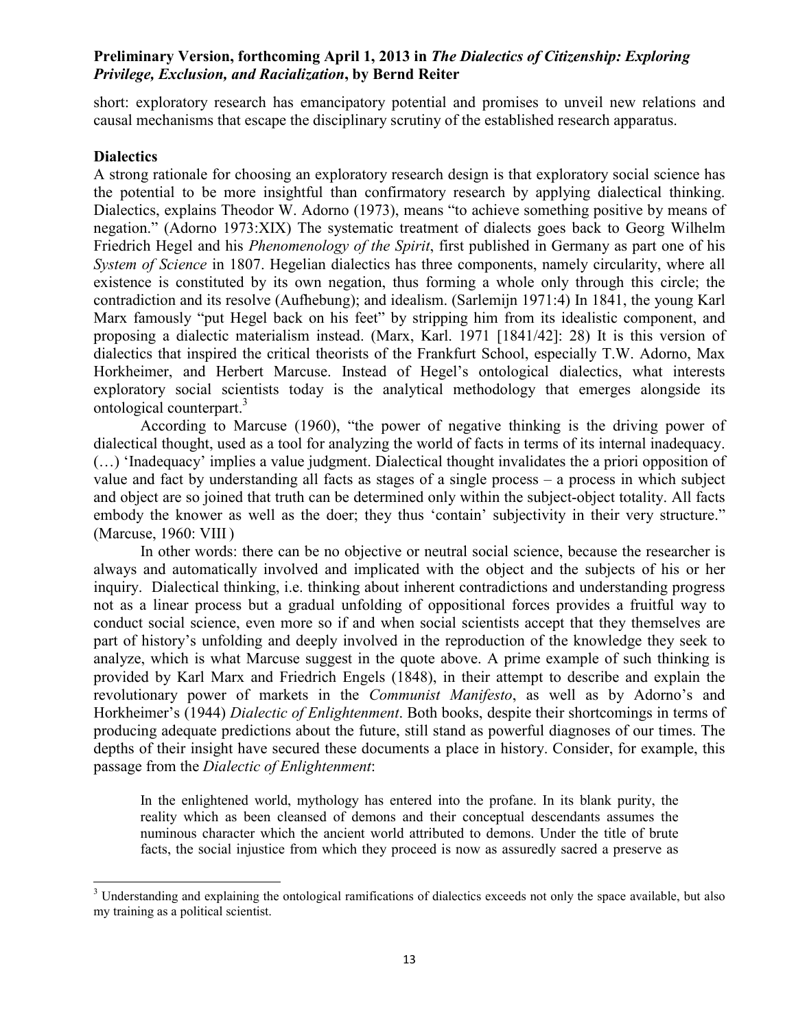short: exploratory research has emancipatory potential and promises to unveil new relations and causal mechanisms that escape the disciplinary scrutiny of the established research apparatus.

### Dialectics

A strong rationale for choosing an exploratory research design is that exploratory social science has the potential to be more insightful than confirmatory research by applying dialectical thinking. Dialectics, explains Theodor W. Adorno (1973), means "to achieve something positive by means of negation." (Adorno 1973:XIX) The systematic treatment of dialects goes back to Georg Wilhelm Friedrich Hegel and his *Phenomenology of the Spirit*, first published in Germany as part one of his *System of Science* in 1807. Hegelian dialectics has three components, namely circularity, where all existence is constituted by its own negation, thus forming a whole only through this circle; the contradiction and its resolve (Aufhebung); and idealism. (Sarlemijn 1971:4) In 1841, the young Karl Marx famously "put Hegel back on his feet" by stripping him from its idealistic component, and proposing a dialectic materialism instead. (Marx, Karl. 1971 [1841/42]: 28) It is this version of dialectics that inspired the critical theorists of the Frankfurt School, especially T.W. Adorno, Max Horkheimer, and Herbert Marcuse. Instead of Hegel's ontological dialectics, what interests exploratory social scientists today is the analytical methodology that emerges alongside its ontological counterpart.[3]

According to Marcuse (1960), "the power of negative thinking is the driving power of dialectical thought, used as a tool for analyzing the world of facts in terms of its internal inadequacy. (…) 'Inadequacy' implies a value judgment. Dialectical thought invalidates the a priori opposition of value and fact by understanding all facts as stages of a single process – a process in which subject and object are so joined that truth can be determined only within the subject-object totality. All facts embody the knower as well as the doer; they thus 'contain' subjectivity in their very structure." (Marcuse, 1960: VIII )

In other words: there can be no objective or neutral social science, because the researcher is always and automatically involved and implicated with the object and the subjects of his or her inquiry. Dialectical thinking, i.e. thinking about inherent contradictions and understanding progress not as a linear process but a gradual unfolding of oppositional forces provides a fruitful way to conduct social science, even more so if and when social scientists accept that they themselves are part of history's unfolding and deeply involved in the reproduction of the knowledge they seek to analyze, which is what Marcuse suggest in the quote above. A prime example of such thinking is provided by Karl Marx and Friedrich Engels (1848), in their attempt to describe and explain the revolutionary power of markets in the *Communist Manifesto*, as well as by Adorno's and Horkheimer's (1944) *Dialectic of Enlightenment*. Both books, despite their shortcomings in terms of producing adequate predictions about the future, still stand as powerful diagnoses of our times. The depths of their insight have secured these documents a place in history. Consider, for example, this passage from the *Dialectic of Enlightenment*:

> In the enlightened world, mythology has entered into the profane. In its blank purity, the reality which as been cleansed of demons and their conceptual descendants assumes the numinous character which the ancient world attributed to demons. Under the title of brute facts, the social injustice from which they proceed is now as assuredly sacred a preserve as

---

[3] Understanding and explaining the ontological ramifications of dialectics exceeds not only the space available, but also my training as a political scientist.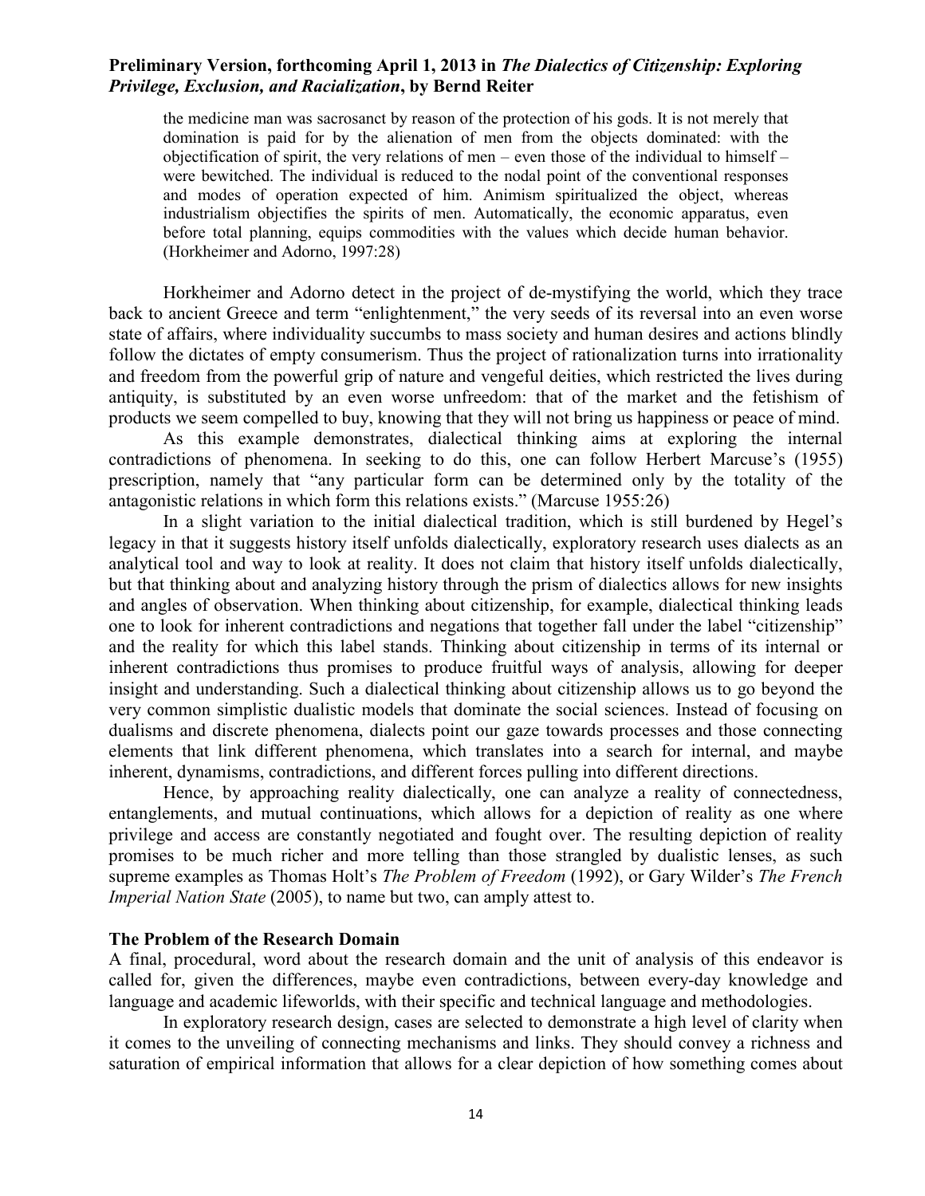> the medicine man was sacrosanct by reason of the protection of his gods. It is not merely that domination is paid for by the alienation of men from the objects dominated: with the objectification of spirit, the very relations of men – even those of the individual to himself – were bewitched. The individual is reduced to the nodal point of the conventional responses and modes of operation expected of him. Animism spiritualized the object, whereas industrialism objectifies the spirits of men. Automatically, the economic apparatus, even before total planning, equips commodities with the values which decide human behavior. (Horkheimer and Adorno, 1997:28)

Horkheimer and Adorno detect in the project of de-mystifying the world, which they trace back to ancient Greece and term "enlightenment," the very seeds of its reversal into an even worse state of affairs, where individuality succumbs to mass society and human desires and actions blindly follow the dictates of empty consumerism. Thus the project of rationalization turns into irrationality and freedom from the powerful grip of nature and vengeful deities, which restricted the lives during antiquity, is substituted by an even worse unfreedom: that of the market and the fetishism of products we seem compelled to buy, knowing that they will not bring us happiness or peace of mind.

As this example demonstrates, dialectical thinking aims at exploring the internal contradictions of phenomena. In seeking to do this, one can follow Herbert Marcuse's (1955) prescription, namely that "any particular form can be determined only by the totality of the antagonistic relations in which form this relations exists." (Marcuse 1955:26)

In a slight variation to the initial dialectical tradition, which is still burdened by Hegel's legacy in that it suggests history itself unfolds dialectically, exploratory research uses dialects as an analytical tool and way to look at reality. It does not claim that history itself unfolds dialectically, but that thinking about and analyzing history through the prism of dialectics allows for new insights and angles of observation. When thinking about citizenship, for example, dialectical thinking leads one to look for inherent contradictions and negations that together fall under the label "citizenship" and the reality for which this label stands. Thinking about citizenship in terms of its internal or inherent contradictions thus promises to produce fruitful ways of analysis, allowing for deeper insight and understanding. Such a dialectical thinking about citizenship allows us to go beyond the very common simplistic dualistic models that dominate the social sciences. Instead of focusing on dualisms and discrete phenomena, dialects point our gaze towards processes and those connecting elements that link different phenomena, which translates into a search for internal, and maybe inherent, dynamisms, contradictions, and different forces pulling into different directions.

Hence, by approaching reality dialectically, one can analyze a reality of connectedness, entanglements, and mutual continuations, which allows for a depiction of reality as one where privilege and access are constantly negotiated and fought over. The resulting depiction of reality promises to be much richer and more telling than those strangled by dualistic lenses, as such supreme examples as Thomas Holt's *The Problem of Freedom* (1992), or Gary Wilder's *The French Imperial Nation State* (2005), to name but two, can amply attest to.

### The Problem of the Research Domain

A final, procedural, word about the research domain and the unit of analysis of this endeavor is called for, given the differences, maybe even contradictions, between every-day knowledge and language and academic lifeworlds, with their specific and technical language and methodologies.

In exploratory research design, cases are selected to demonstrate a high level of clarity when it comes to the unveiling of connecting mechanisms and links. They should convey a richness and saturation of empirical information that allows for a clear depiction of how something comes about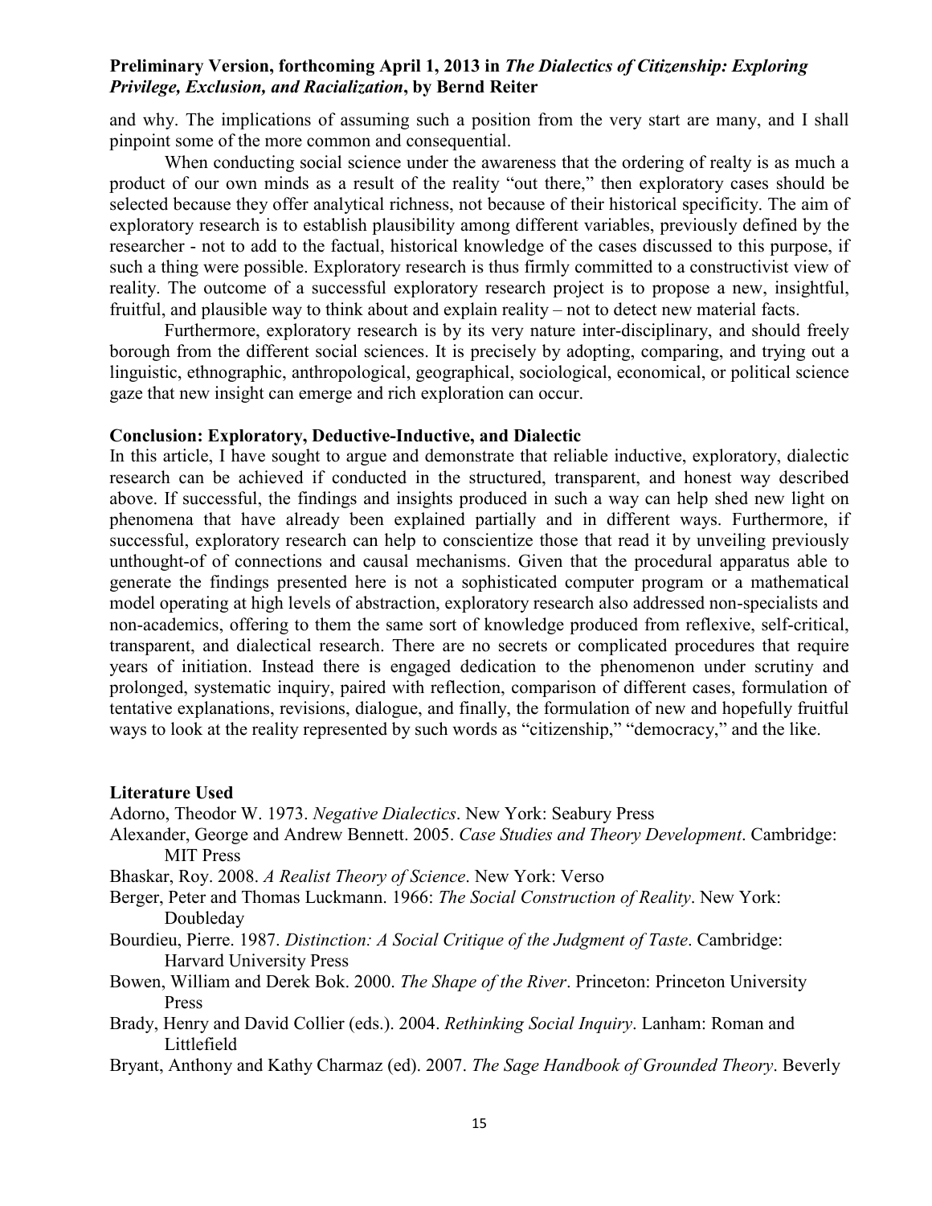and why. The implications of assuming such a position from the very start are many, and I shall pinpoint some of the more common and consequential.

When conducting social science under the awareness that the ordering of realty is as much a product of our own minds as a result of the reality "out there," then exploratory cases should be selected because they offer analytical richness, not because of their historical specificity. The aim of exploratory research is to establish plausibility among different variables, previously defined by the researcher - not to add to the factual, historical knowledge of the cases discussed to this purpose, if such a thing were possible. Exploratory research is thus firmly committed to a constructivist view of reality. The outcome of a successful exploratory research project is to propose a new, insightful, fruitful, and plausible way to think about and explain reality – not to detect new material facts.

Furthermore, exploratory research is by its very nature inter-disciplinary, and should freely borough from the different social sciences. It is precisely by adopting, comparing, and trying out a linguistic, ethnographic, anthropological, geographical, sociological, economical, or political science gaze that new insight can emerge and rich exploration can occur.

## Conclusion: Exploratory, Deductive-Inductive, and Dialectic

In this article, I have sought to argue and demonstrate that reliable inductive, exploratory, dialectic research can be achieved if conducted in the structured, transparent, and honest way described above. If successful, the findings and insights produced in such a way can help shed new light on phenomena that have already been explained partially and in different ways. Furthermore, if successful, exploratory research can help to conscientize those that read it by unveiling previously unthought-of of connections and causal mechanisms. Given that the procedural apparatus able to generate the findings presented here is not a sophisticated computer program or a mathematical model operating at high levels of abstraction, exploratory research also addressed non-specialists and non-academics, offering to them the same sort of knowledge produced from reflexive, self-critical, transparent, and dialectical research. There are no secrets or complicated procedures that require years of initiation. Instead there is engaged dedication to the phenomenon under scrutiny and prolonged, systematic inquiry, paired with reflection, comparison of different cases, formulation of tentative explanations, revisions, dialogue, and finally, the formulation of new and hopefully fruitful ways to look at the reality represented by such words as "citizenship," "democracy," and the like.

## Literature Used

Adorno, Theodor W. 1973. *Negative Dialectics*. New York: Seabury Press

Alexander, George and Andrew Bennett. 2005. *Case Studies and Theory Development*. Cambridge: MIT Press

Bhaskar, Roy. 2008. *A Realist Theory of Science*. New York: Verso

Berger, Peter and Thomas Luckmann. 1966: *The Social Construction of Reality*. New York: Doubleday

Bourdieu, Pierre. 1987. *Distinction: A Social Critique of the Judgment of Taste*. Cambridge: Harvard University Press

Bowen, William and Derek Bok. 2000. *The Shape of the River*. Princeton: Princeton University Press

Brady, Henry and David Collier (eds.). 2004. *Rethinking Social Inquiry*. Lanham: Roman and Littlefield

Bryant, Anthony and Kathy Charmaz (ed). 2007. *The Sage Handbook of Grounded Theory*. Beverly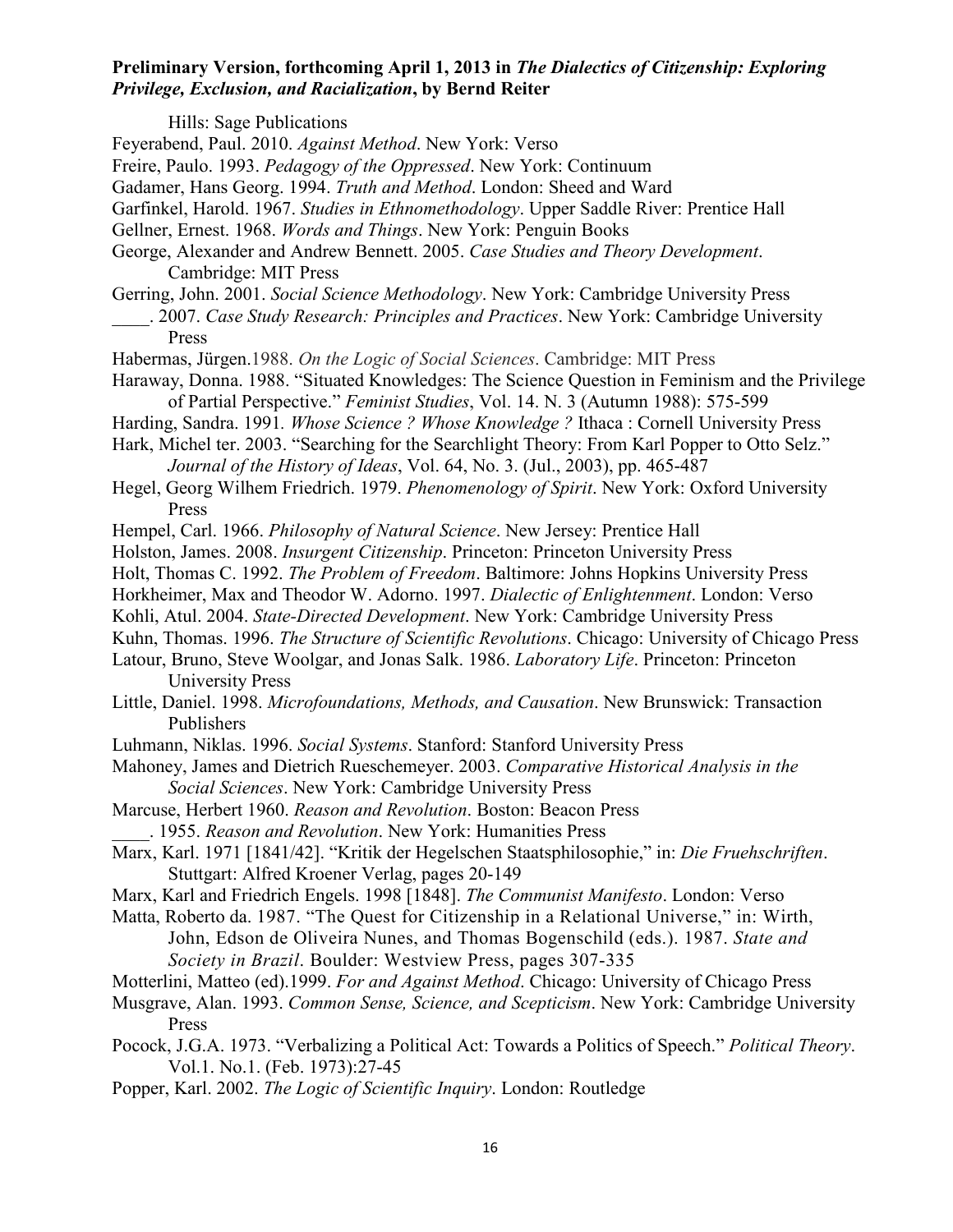Hills: Sage Publications

Feyerabend, Paul. 2010. *Against Method*. New York: Verso

Freire, Paulo. 1993. *Pedagogy of the Oppressed*. New York: Continuum

Gadamer, Hans Georg. 1994. *Truth and Method*. London: Sheed and Ward

Garfinkel, Harold. 1967. *Studies in Ethnomethodology*. Upper Saddle River: Prentice Hall

Gellner, Ernest. 1968. *Words and Things*. New York: Penguin Books

George, Alexander and Andrew Bennett. 2005. *Case Studies and Theory Development*. Cambridge: MIT Press

Gerring, John. 2001. *Social Science Methodology*. New York: Cambridge University Press

____. 2007. *Case Study Research: Principles and Practices*. New York: Cambridge University Press

Habermas, Jürgen.1988. *On the Logic of Social Sciences*. Cambridge: MIT Press

Haraway, Donna. 1988. "Situated Knowledges: The Science Question in Feminism and the Privilege of Partial Perspective." *Feminist Studies*, Vol. 14. N. 3 (Autumn 1988): 575-599

Harding, Sandra. 1991. *Whose Science ? Whose Knowledge ?* Ithaca : Cornell University Press

Hark, Michel ter. 2003. "Searching for the Searchlight Theory: From Karl Popper to Otto Selz." *Journal of the History of Ideas*, Vol. 64, No. 3. (Jul., 2003), pp. 465-487

Hegel, Georg Wilhem Friedrich. 1979. *Phenomenology of Spirit*. New York: Oxford University Press

Hempel, Carl. 1966. *Philosophy of Natural Science*. New Jersey: Prentice Hall

Holston, James. 2008. *Insurgent Citizenship*. Princeton: Princeton University Press

Holt, Thomas C. 1992. *The Problem of Freedom*. Baltimore: Johns Hopkins University Press

Horkheimer, Max and Theodor W. Adorno. 1997. *Dialectic of Enlightenment*. London: Verso

Kohli, Atul. 2004. *State-Directed Development*. New York: Cambridge University Press

Kuhn, Thomas. 1996. *The Structure of Scientific Revolutions*. Chicago: University of Chicago Press

Latour, Bruno, Steve Woolgar, and Jonas Salk. 1986. *Laboratory Life*. Princeton: Princeton University Press

Little, Daniel. 1998. *Microfoundations, Methods, and Causation*. New Brunswick: Transaction Publishers

Luhmann, Niklas. 1996. *Social Systems*. Stanford: Stanford University Press

Mahoney, James and Dietrich Rueschemeyer. 2003. *Comparative Historical Analysis in the Social Sciences*. New York: Cambridge University Press

Marcuse, Herbert 1960. *Reason and Revolution*. Boston: Beacon Press

____. 1955. *Reason and Revolution*. New York: Humanities Press

Marx, Karl. 1971 [1841/42]. "Kritik der Hegelschen Staatsphilosophie," in: *Die Fruehschriften*. Stuttgart: Alfred Kroener Verlag, pages 20-149

Marx, Karl and Friedrich Engels. 1998 [1848]. *The Communist Manifesto*. London: Verso

Matta, Roberto da. 1987. "The Quest for Citizenship in a Relational Universe," in: Wirth, John, Edson de Oliveira Nunes, and Thomas Bogenschild (eds.). 1987. *State and Society in Brazil*. Boulder: Westview Press, pages 307-335

Motterlini, Matteo (ed).1999. *For and Against Method*. Chicago: University of Chicago Press

Musgrave, Alan. 1993. *Common Sense, Science, and Scepticism*. New York: Cambridge University Press

Pocock, J.G.A. 1973. "Verbalizing a Political Act: Towards a Politics of Speech." *Political Theory*. Vol.1. No.1. (Feb. 1973):27-45

Popper, Karl. 2002. *The Logic of Scientific Inquiry*. London: Routledge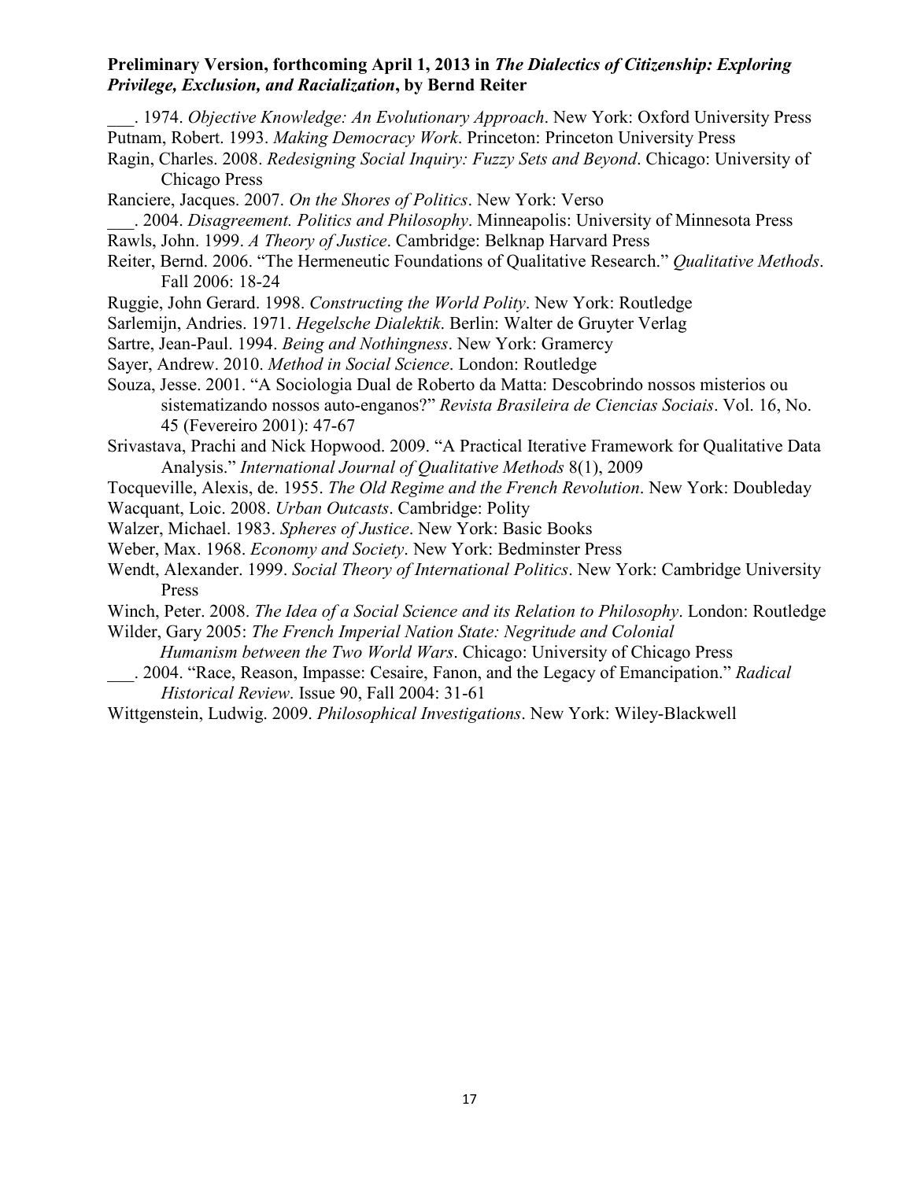___. 1974. *Objective Knowledge: An Evolutionary Approach*. New York: Oxford University Press

Putnam, Robert. 1993. *Making Democracy Work*. Princeton: Princeton University Press

Ragin, Charles. 2008. *Redesigning Social Inquiry: Fuzzy Sets and Beyond*. Chicago: University of Chicago Press

Ranciere, Jacques. 2007. *On the Shores of Politics*. New York: Verso

___. 2004. *Disagreement. Politics and Philosophy*. Minneapolis: University of Minnesota Press

Rawls, John. 1999. *A Theory of Justice*. Cambridge: Belknap Harvard Press

Reiter, Bernd. 2006. "The Hermeneutic Foundations of Qualitative Research." *Qualitative Methods*. Fall 2006: 18-24

Ruggie, John Gerard. 1998. *Constructing the World Polity*. New York: Routledge

Sarlemijn, Andries. 1971. *Hegelsche Dialektik*. Berlin: Walter de Gruyter Verlag

Sartre, Jean-Paul. 1994. *Being and Nothingness*. New York: Gramercy

Sayer, Andrew. 2010. *Method in Social Science*. London: Routledge

Souza, Jesse. 2001. "A Sociologia Dual de Roberto da Matta: Descobrindo nossos misterios ou sistematizando nossos auto-enganos?" *Revista Brasileira de Ciencias Sociais*. Vol. 16, No. 45 (Fevereiro 2001): 47-67

Srivastava, Prachi and Nick Hopwood. 2009. "A Practical Iterative Framework for Qualitative Data Analysis." *International Journal of Qualitative Methods* 8(1), 2009

Tocqueville, Alexis, de. 1955. *The Old Regime and the French Revolution*. New York: Doubleday

Wacquant, Loic. 2008. *Urban Outcasts*. Cambridge: Polity

Walzer, Michael. 1983. *Spheres of Justice*. New York: Basic Books

Weber, Max. 1968. *Economy and Society*. New York: Bedminster Press

Wendt, Alexander. 1999. *Social Theory of International Politics*. New York: Cambridge University Press

Winch, Peter. 2008. *The Idea of a Social Science and its Relation to Philosophy*. London: Routledge

Wilder, Gary 2005: *The French Imperial Nation State: Negritude and Colonial Humanism between the Two World Wars*. Chicago: University of Chicago Press

___. 2004. "Race, Reason, Impasse: Cesaire, Fanon, and the Legacy of Emancipation." *Radical Historical Review*. Issue 90, Fall 2004: 31-61

Wittgenstein, Ludwig. 2009. *Philosophical Investigations*. New York: Wiley-Blackwell